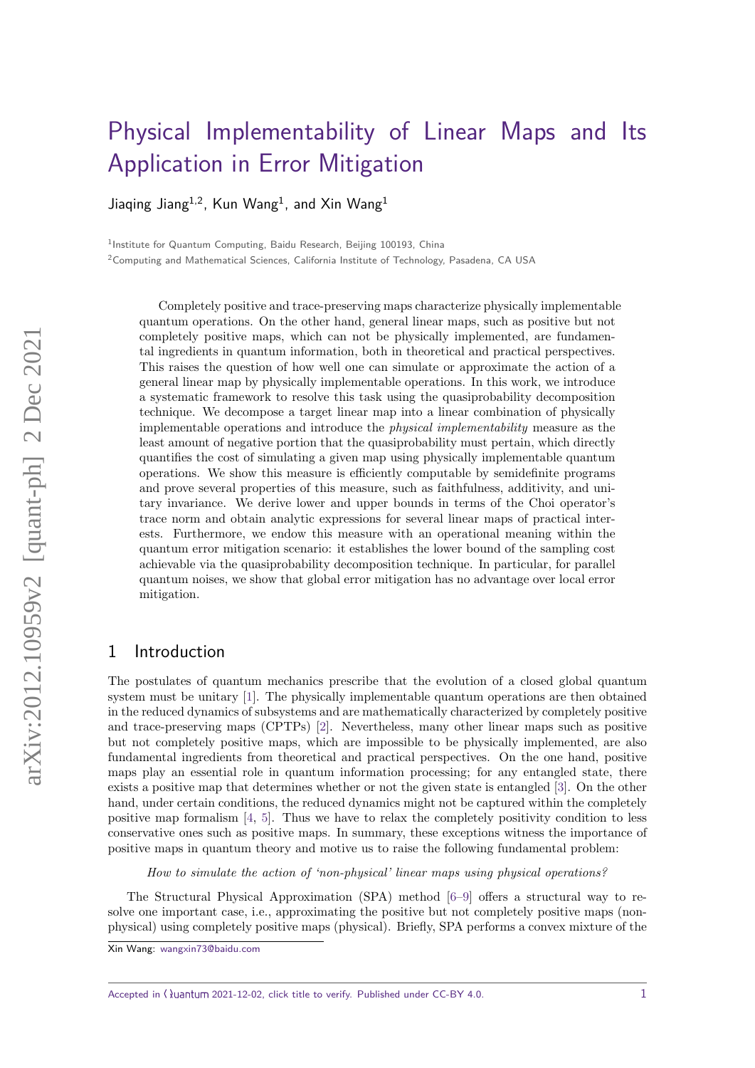# Physical Implementability of Linear Maps and Its Application in Error Mitigation

Jiaqing Jiang[1,2], Kun Wang[1], and Xin Wang[1]

[1]Institute for Quantum Computing, Baidu Research, Beijing 100193, China

[2]Computing and Mathematical Sciences, California Institute of Technology, Pasadena, CA USA

Completely positive and trace-preserving maps characterize physically implementable quantum operations. On the other hand, general linear maps, such as positive but not completely positive maps, which can not be physically implemented, are fundamental ingredients in quantum information, both in theoretical and practical perspectives. This raises the question of how well one can simulate or approximate the action of a general linear map by physically implementable operations. In this work, we introduce a systematic framework to resolve this task using the quasiprobability decomposition technique. We decompose a target linear map into a linear combination of physically implementable operations and introduce the *physical implementability* measure as the least amount of negative portion that the quasiprobability must pertain, which directly quantifies the cost of simulating a given map using physically implementable quantum operations. We show this measure is efficiently computable by semidefinite programs and prove several properties of this measure, such as faithfulness, additivity, and unitary invariance. We derive lower and upper bounds in terms of the Choi operator's trace norm and obtain analytic expressions for several linear maps of practical interests. Furthermore, we endow this measure with an operational meaning within the quantum error mitigation scenario: it establishes the lower bound of the sampling cost achievable via the quasiprobability decomposition technique. In particular, for parallel quantum noises, we show that global error mitigation has no advantage over local error mitigation.

## 1 Introduction

The postulates of quantum mechanics prescribe that the evolution of a closed global quantum system must be unitary [1]. The physically implementable quantum operations are then obtained in the reduced dynamics of subsystems and are mathematically characterized by completely positive and trace-preserving maps (CPTPs) [2]. Nevertheless, many other linear maps such as positive but not completely positive maps, which are impossible to be physically implemented, are also fundamental ingredients from theoretical and practical perspectives. On the one hand, positive maps play an essential role in quantum information processing; for any entangled state, there exists a positive map that determines whether or not the given state is entangled [3]. On the other hand, under certain conditions, the reduced dynamics might not be captured within the completely positive map formalism [4, 5]. Thus we have to relax the completely positivity condition to less conservative ones such as positive maps. In summary, these exceptions witness the importance of positive maps in quantum theory and motive us to raise the following fundamental problem:

*How to simulate the action of 'non-physical' linear maps using physical operations?*

The Structural Physical Approximation (SPA) method [6–9] offers a structural way to resolve one important case, i.e., approximating the positive but not completely positive maps (non-physical) using completely positive maps (physical). Briefly, SPA performs a convex mixture of the

Xin Wang: wangxin73@baidu.com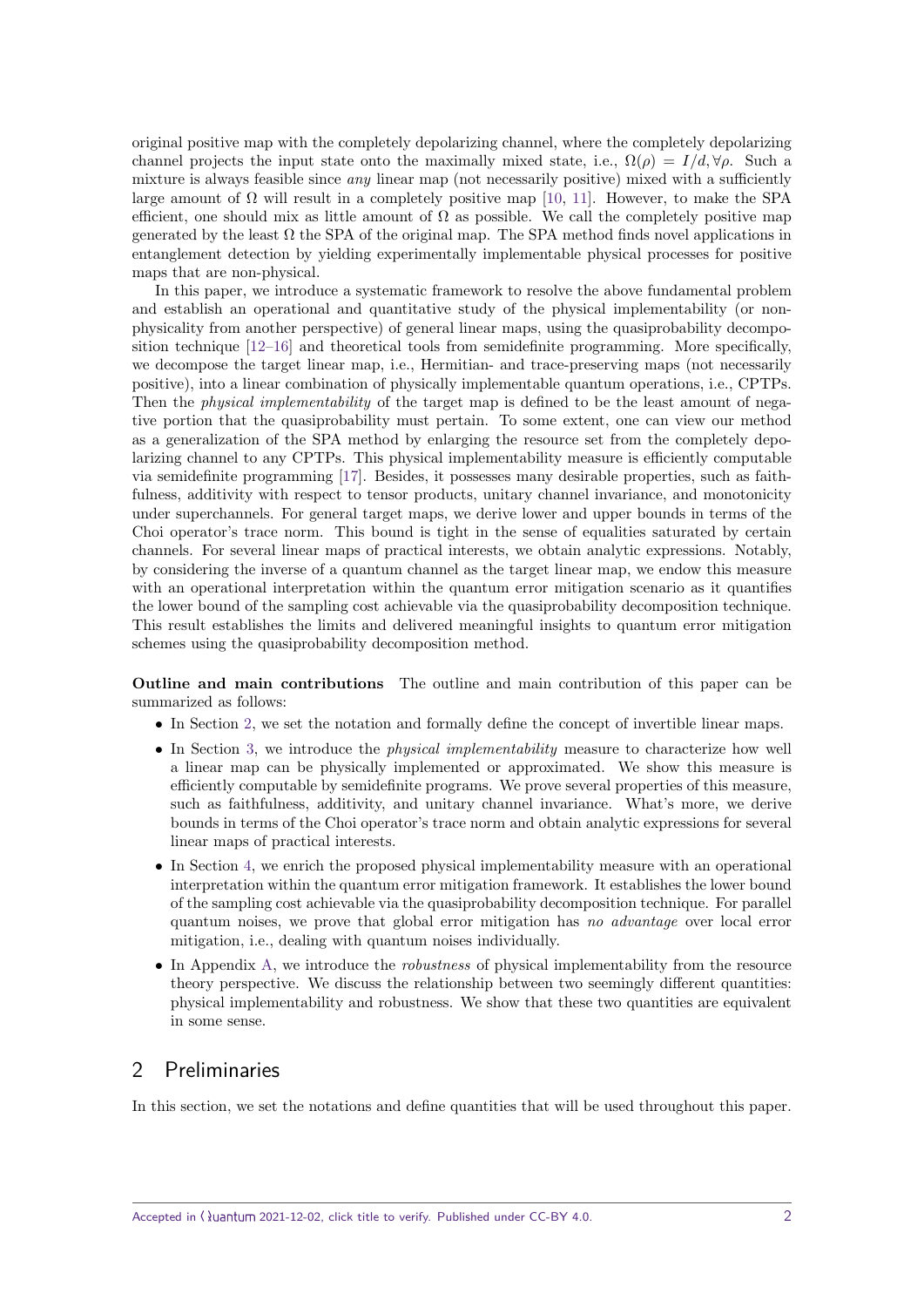original positive map with the completely depolarizing channel, where the completely depolarizing channel projects the input state onto the maximally mixed state, i.e., $\Omega(\rho) = I/d, \forall \rho$. Such a mixture is always feasible since *any* linear map (not necessarily positive) mixed with a sufficiently large amount of $\Omega$ will result in a completely positive map [10, 11]. However, to make the SPA efficient, one should mix as little amount of $\Omega$ as possible. We call the completely positive map generated by the least $\Omega$ the SPA of the original map. The SPA method finds novel applications in entanglement detection by yielding experimentally implementable physical processes for positive maps that are non-physical.

In this paper, we introduce a systematic framework to resolve the above fundamental problem and establish an operational and quantitative study of the physical implementability (or non-physicality from another perspective) of general linear maps, using the quasiprobability decomposition technique [12–16] and theoretical tools from semidefinite programming. More specifically, we decompose the target linear map, i.e., Hermitian- and trace-preserving maps (not necessarily positive), into a linear combination of physically implementable quantum operations, i.e., CPTPs. Then the *physical implementability* of the target map is defined to be the least amount of negative portion that the quasiprobability must pertain. To some extent, one can view our method as a generalization of the SPA method by enlarging the resource set from the completely depolarizing channel to any CPTPs. This physical implementability measure is efficiently computable via semidefinite programming [17]. Besides, it possesses many desirable properties, such as faithfulness, additivity with respect to tensor products, unitary channel invariance, and monotonicity under superchannels. For general target maps, we derive lower and upper bounds in terms of the Choi operator's trace norm. This bound is tight in the sense of equalities saturated by certain channels. For several linear maps of practical interests, we obtain analytic expressions. Notably, by considering the inverse of a quantum channel as the target linear map, we endow this measure with an operational interpretation within the quantum error mitigation scenario as it quantifies the lower bound of the sampling cost achievable via the quasiprobability decomposition technique. This result establishes the limits and delivered meaningful insights to quantum error mitigation schemes using the quasiprobability decomposition method.

**Outline and main contributions** The outline and main contribution of this paper can be summarized as follows:

- In Section 2, we set the notation and formally define the concept of invertible linear maps.
- In Section 3, we introduce the *physical implementability* measure to characterize how well a linear map can be physically implemented or approximated. We show this measure is efficiently computable by semidefinite programs. We prove several properties of this measure, such as faithfulness, additivity, and unitary channel invariance. What's more, we derive bounds in terms of the Choi operator's trace norm and obtain analytic expressions for several linear maps of practical interests.
- In Section 4, we enrich the proposed physical implementability measure with an operational interpretation within the quantum error mitigation framework. It establishes the lower bound of the sampling cost achievable via the quasiprobability decomposition technique. For parallel quantum noises, we prove that global error mitigation has *no advantage* over local error mitigation, i.e., dealing with quantum noises individually.
- In Appendix A, we introduce the *robustness* of physical implementability from the resource theory perspective. We discuss the relationship between two seemingly different quantities: physical implementability and robustness. We show that these two quantities are equivalent in some sense.

## 2 Preliminaries

In this section, we set the notations and define quantities that will be used throughout this paper.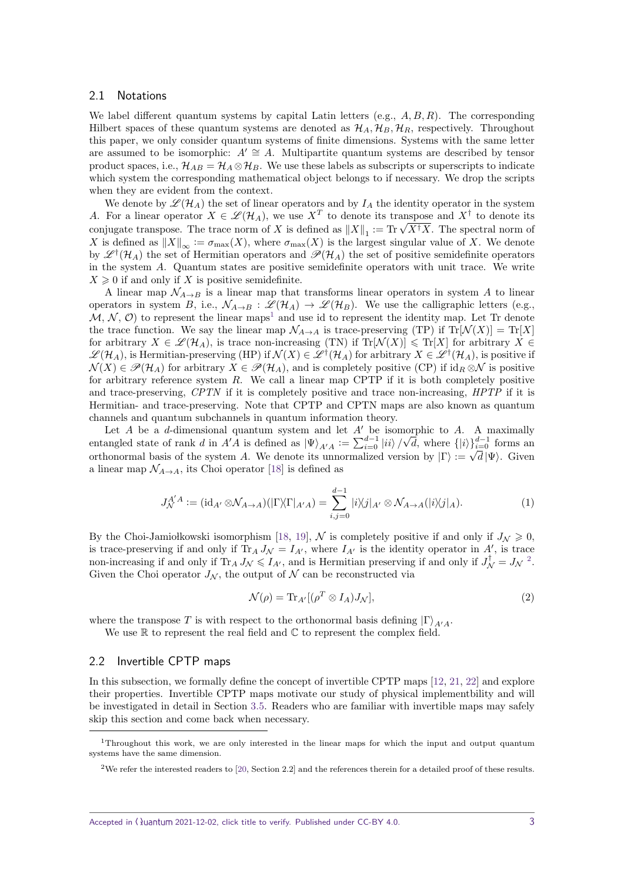## 2.1 Notations

We label different quantum systems by capital Latin letters (e.g., $A, B, R$). The corresponding Hilbert spaces of these quantum systems are denoted as $\mathcal{H}_A, \mathcal{H}_B, \mathcal{H}_R$, respectively. Throughout this paper, we only consider quantum systems of finite dimensions. Systems with the same letter are assumed to be isomorphic: $A' \cong A$. Multipartite quantum systems are described by tensor product spaces, i.e., $\mathcal{H}_{AB} = \mathcal{H}_A \otimes \mathcal{H}_B$. We use these labels as subscripts or superscripts to indicate which system the corresponding mathematical object belongs to if necessary. We drop the scripts when they are evident from the context.

We denote by $\mathscr{L}(\mathcal{H}_A)$ the set of linear operators and by $I_A$ the identity operator in the system $A$. For a linear operator $X \in \mathscr{L}(\mathcal{H}_A)$, we use $X^T$ to denote its transpose and $X^\dagger$ to denote its conjugate transpose. The trace norm of $X$ is defined as $\|X\|_1 := \operatorname{Tr}\sqrt{X^\dagger X}$. The spectral norm of $X$ is defined as $\|X\|_\infty := \sigma_{\max}(X)$, where $\sigma_{\max}(X)$ is the largest singular value of $X$. We denote by $\mathscr{L}^\dagger(\mathcal{H}_A)$ the set of Hermitian operators and $\mathscr{P}(\mathcal{H}_A)$ the set of positive semidefinite operators in the system $A$. Quantum states are positive semidefinite operators with unit trace. We write $X \geqslant 0$ if and only if $X$ is positive semidefinite.

A linear map $\mathcal{N}_{A\to B}$ is a linear map that transforms linear operators in system $A$ to linear operators in system $B$, i.e., $\mathcal{N}_{A\to B} : \mathscr{L}(\mathcal{H}_A) \to \mathscr{L}(\mathcal{H}_B)$. We use the calligraphic letters (e.g., $\mathcal{M}$, $\mathcal{N}$, $\mathcal{O}$) to represent the linear maps[1] and use id to represent the identity map. Let Tr denote the trace function. We say the linear map $\mathcal{N}_{A\to A}$ is trace-preserving (TP) if $\operatorname{Tr}[\mathcal{N}(X)] = \operatorname{Tr}[X]$ for arbitrary $X \in \mathscr{L}(\mathcal{H}_A)$, is trace non-increasing (TN) if $\operatorname{Tr}[\mathcal{N}(X)] \leqslant \operatorname{Tr}[X]$ for arbitrary $X \in \mathscr{L}(\mathcal{H}_A)$, is Hermitian-preserving (HP) if $\mathcal{N}(X) \in \mathscr{L}^\dagger(\mathcal{H}_A)$ for arbitrary $X \in \mathscr{L}^\dagger(\mathcal{H}_A)$, is positive if $\mathcal{N}(X) \in \mathscr{P}(\mathcal{H}_A)$ for arbitrary $X \in \mathscr{P}(\mathcal{H}_A)$, and is completely positive (CP) if $\mathrm{id}_R \otimes \mathcal{N}$ is positive for arbitrary reference system $R$. We call a linear map CPTP if it is both completely positive and trace-preserving, *CPTN* if it is completely positive and trace non-increasing, *HPTP* if it is Hermitian- and trace-preserving. Note that CPTP and CPTN maps are also known as quantum channels and quantum subchannels in quantum information theory.

Let $A$ be a $d$-dimensional quantum system and let $A'$ be isomorphic to $A$. A maximally entangled state of rank $d$ in $A'A$ is defined as $|\Psi\rangle_{A'A} := \sum_{i=0}^{d-1} |ii\rangle/\sqrt{d}$, where $\{|i\rangle\}_{i=0}^{d-1}$ forms an orthonormal basis of the system $A$. We denote its unnormalized version by $|\Gamma\rangle := \sqrt{d}\,|\Psi\rangle$. Given a linear map $\mathcal{N}_{A\to A}$, its Choi operator [18] is defined as

$$J_{\mathcal{N}}^{A'A} := (\mathrm{id}_{A'} \otimes \mathcal{N}_{A\to A})(|\Gamma\rangle\langle\Gamma|_{A'A}) = \sum_{i,j=0}^{d-1} |i\rangle\langle j|_{A'} \otimes \mathcal{N}_{A\to A}(|i\rangle\langle j|_A). \tag{1}$$

By the Choi-Jamiołkowski isomorphism [18, 19], $\mathcal{N}$ is completely positive if and only if $J_{\mathcal{N}} \geqslant 0$, is trace-preserving if and only if $\operatorname{Tr}_A J_{\mathcal{N}} = I_{A'}$, where $I_{A'}$ is the identity operator in $A'$, is trace non-increasing if and only if $\operatorname{Tr}_A J_{\mathcal{N}} \leqslant I_{A'}$, and is Hermitian preserving if and only if $J_{\mathcal{N}}^\dagger = J_{\mathcal{N}}$ [2]. Given the Choi operator $J_{\mathcal{N}}$, the output of $\mathcal{N}$ can be reconstructed via

$$\mathcal{N}(\rho) = \operatorname{Tr}_{A'}[(\rho^T \otimes I_A) J_{\mathcal{N}}], \tag{2}$$

where the transpose $T$ is with respect to the orthonormal basis defining $|\Gamma\rangle_{A'A}$.

We use $\mathbb{R}$ to represent the real field and $\mathbb{C}$ to represent the complex field.

## 2.2 Invertible CPTP maps

In this subsection, we formally define the concept of invertible CPTP maps [12, 21, 22] and explore their properties. Invertible CPTP maps motivate our study of physical implementbility and will be investigated in detail in Section 3.5. Readers who are familiar with invertible maps may safely skip this section and come back when necessary.

---

[1] Throughout this work, we are only interested in the linear maps for which the input and output quantum systems have the same dimension.

[2] We refer the interested readers to [20, Section 2.2] and the references therein for a detailed proof of these results.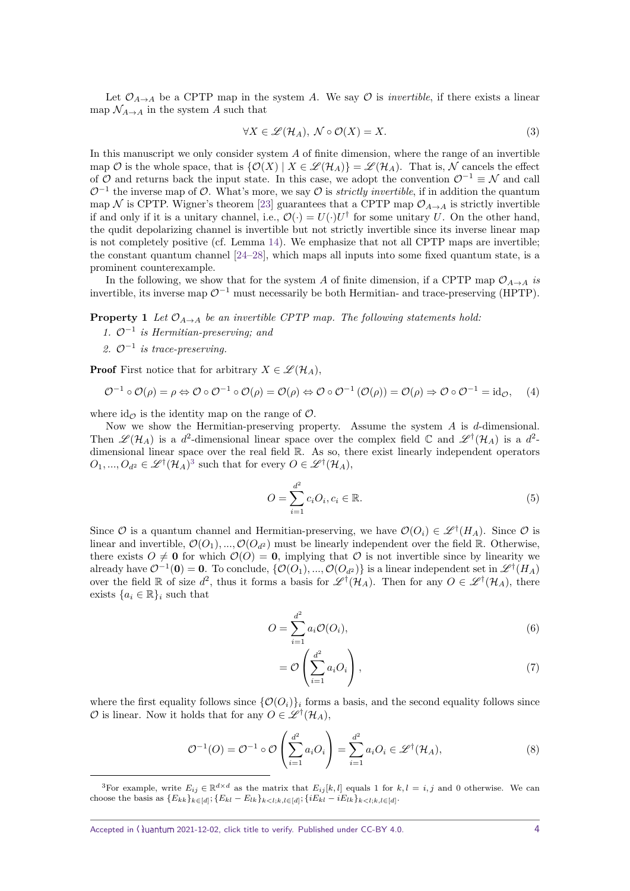Let $\mathcal{O}_{A\to A}$ be a CPTP map in the system $A$. We say $\mathcal{O}$ is *invertible*, if there exists a linear map $\mathcal{N}_{A\to A}$ in the system $A$ such that

$$\forall X \in \mathscr{L}(\mathcal{H}_A),\ \mathcal{N}\circ\mathcal{O}(X) = X. \tag{3}$$

In this manuscript we only consider system $A$ of finite dimension, where the range of an invertible map $\mathcal{O}$ is the whole space, that is $\{\mathcal{O}(X) \mid X \in \mathscr{L}(\mathcal{H}_A)\} = \mathscr{L}(\mathcal{H}_A)$. That is, $\mathcal{N}$ cancels the effect of $\mathcal{O}$ and returns back the input state. In this case, we adopt the convention $\mathcal{O}^{-1} \equiv \mathcal{N}$ and call $\mathcal{O}^{-1}$ the inverse map of $\mathcal{O}$. What's more, we say $\mathcal{O}$ is *strictly invertible*, if in addition the quantum map $\mathcal{N}$ is CPTP. Wigner's theorem [23] guarantees that a CPTP map $\mathcal{O}_{A\to A}$ is strictly invertible if and only if it is a unitary channel, i.e., $\mathcal{O}(\cdot) = U(\cdot)U^\dagger$ for some unitary $U$. On the other hand, the qudit depolarizing channel is invertible but not strictly invertible since its inverse linear map is not completely positive (cf. Lemma 14). We emphasize that not all CPTP maps are invertible; the constant quantum channel [24–28], which maps all inputs into some fixed quantum state, is a prominent counterexample.

In the following, we show that for the system $A$ of finite dimension, if a CPTP map $\mathcal{O}_{A\to A}$ *is* invertible, its inverse map $\mathcal{O}^{-1}$ must necessarily be both Hermitian- and trace-preserving (HPTP).

**Property 1** *Let $\mathcal{O}_{A\to A}$ be an invertible CPTP map. The following statements hold:*

1. *$\mathcal{O}^{-1}$ is Hermitian-preserving; and*
2. *$\mathcal{O}^{-1}$ is trace-preserving.*

**Proof** First notice that for arbitrary $X \in \mathscr{L}(\mathcal{H}_A)$,

$$\mathcal{O}^{-1}\circ\mathcal{O}(\rho) = \rho \Leftrightarrow \mathcal{O}\circ\mathcal{O}^{-1}\circ\mathcal{O}(\rho) = \mathcal{O}(\rho) \Leftrightarrow \mathcal{O}\circ\mathcal{O}^{-1}\left(\mathcal{O}(\rho)\right) = \mathcal{O}(\rho) \Rightarrow \mathcal{O}\circ\mathcal{O}^{-1} = \mathrm{id}_{\mathcal{O}}, \tag{4}$$

where $\mathrm{id}_{\mathcal{O}}$ is the identity map on the range of $\mathcal{O}$.

Now we show the Hermitian-preserving property. Assume the system $A$ is $d$-dimensional. Then $\mathscr{L}(\mathcal{H}_A)$ is a $d^2$-dimensional linear space over the complex field $\mathbb{C}$ and $\mathscr{L}^\dagger(\mathcal{H}_A)$ is a $d^2$-dimensional linear space over the real field $\mathbb{R}$. As so, there exist linearly independent operators $O_1, ..., O_{d^2} \in \mathscr{L}^\dagger(\mathcal{H}_A)$[3] such that for every $O \in \mathscr{L}^\dagger(\mathcal{H}_A)$,

$$O = \sum_{i=1}^{d^2} c_i O_i, c_i \in \mathbb{R}. \tag{5}$$

Since $\mathcal{O}$ is a quantum channel and Hermitian-preserving, we have $\mathcal{O}(O_i) \in \mathscr{L}^\dagger(H_A)$. Since $\mathcal{O}$ is linear and invertible, $\mathcal{O}(O_1), ..., \mathcal{O}(O_{d^2})$ must be linearly independent over the field $\mathbb{R}$. Otherwise, there exists $O \neq \mathbf{0}$ for which $\mathcal{O}(O) = \mathbf{0}$, implying that $\mathcal{O}$ is not invertible since by linearity we already have $\mathcal{O}^{-1}(\mathbf{0}) = \mathbf{0}$. To conclude, $\{\mathcal{O}(O_1), ..., \mathcal{O}(O_{d^2})\}$ is a linear independent set in $\mathscr{L}^\dagger(H_A)$ over the field $\mathbb{R}$ of size $d^2$, thus it forms a basis for $\mathscr{L}^\dagger(\mathcal{H}_A)$. Then for any $O \in \mathscr{L}^\dagger(\mathcal{H}_A)$, there exists $\{a_i \in \mathbb{R}\}_i$ such that

$$O = \sum_{i=1}^{d^2} a_i \mathcal{O}(O_i), \tag{6}$$

$$= \mathcal{O}\left(\sum_{i=1}^{d^2} a_i O_i\right), \tag{7}$$

where the first equality follows since $\{\mathcal{O}(O_i)\}_i$ forms a basis, and the second equality follows since $\mathcal{O}$ is linear. Now it holds that for any $O \in \mathscr{L}^\dagger(\mathcal{H}_A)$,

$$\mathcal{O}^{-1}(O) = \mathcal{O}^{-1}\circ\mathcal{O}\left(\sum_{i=1}^{d^2} a_i O_i\right) = \sum_{i=1}^{d^2} a_i O_i \in \mathscr{L}^\dagger(\mathcal{H}_A), \tag{8}$$

[3] For example, write $E_{ij} \in \mathbb{R}^{d\times d}$ as the matrix that $E_{ij}[k,l]$ equals 1 for $k,l = i,j$ and 0 otherwise. We can choose the basis as $\{E_{kk}\}_{k\in[d]}; \{E_{kl} - E_{lk}\}_{k<l;k,l\in[d]}; \{iE_{kl} - iE_{lk}\}_{k<l;k,l\in[d]}$.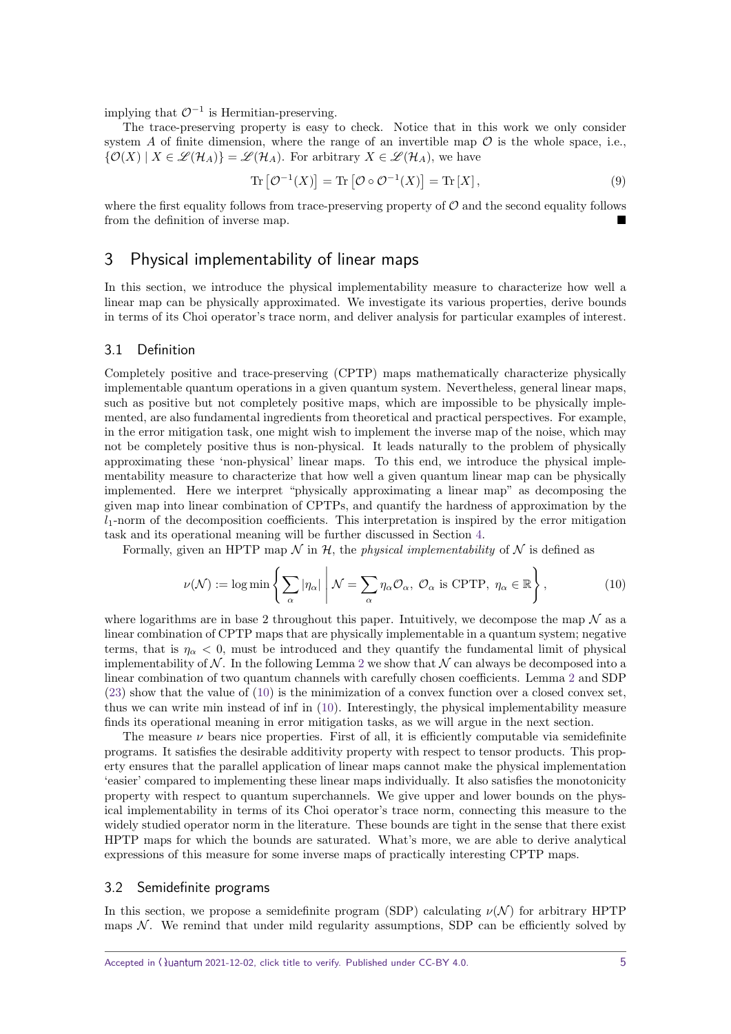implying that $\mathcal{O}^{-1}$ is Hermitian-preserving.

The trace-preserving property is easy to check. Notice that in this work we only consider system $A$ of finite dimension, where the range of an invertible map $\mathcal{O}$ is the whole space, i.e., $\{\mathcal{O}(X) \mid X \in \mathscr{L}(\mathcal{H}_A)\} = \mathscr{L}(\mathcal{H}_A)$. For arbitrary $X \in \mathscr{L}(\mathcal{H}_A)$, we have

$$\operatorname{Tr}\left[\mathcal{O}^{-1}(X)\right] = \operatorname{Tr}\left[\mathcal{O} \circ \mathcal{O}^{-1}(X)\right] = \operatorname{Tr}\left[X\right], \tag{9}$$

where the first equality follows from trace-preserving property of $\mathcal{O}$ and the second equality follows from the definition of inverse map. ■

## 3 Physical implementability of linear maps

In this section, we introduce the physical implementability measure to characterize how well a linear map can be physically approximated. We investigate its various properties, derive bounds in terms of its Choi operator's trace norm, and deliver analysis for particular examples of interest.

### 3.1 Definition

Completely positive and trace-preserving (CPTP) maps mathematically characterize physically implementable quantum operations in a given quantum system. Nevertheless, general linear maps, such as positive but not completely positive maps, which are impossible to be physically implemented, are also fundamental ingredients from theoretical and practical perspectives. For example, in the error mitigation task, one might wish to implement the inverse map of the noise, which may not be completely positive thus is non-physical. It leads naturally to the problem of physically approximating these 'non-physical' linear maps. To this end, we introduce the physical implementability measure to characterize that how well a given quantum linear map can be physically implemented. Here we interpret "physically approximating a linear map" as decomposing the given map into linear combination of CPTPs, and quantify the hardness of approximation by the $l_1$-norm of the decomposition coefficients. This interpretation is inspired by the error mitigation task and its operational meaning will be further discussed in Section 4.

Formally, given an HPTP map $\mathcal{N}$ in $\mathcal{H}$, the *physical implementability* of $\mathcal{N}$ is defined as

$$\nu(\mathcal{N}) := \log \min \left\{ \sum_\alpha |\eta_\alpha| \;\middle|\; \mathcal{N} = \sum_\alpha \eta_\alpha \mathcal{O}_\alpha,\ \mathcal{O}_\alpha \text{ is CPTP},\ \eta_\alpha \in \mathbb{R} \right\}, \tag{10}$$

where logarithms are in base 2 throughout this paper. Intuitively, we decompose the map $\mathcal{N}$ as a linear combination of CPTP maps that are physically implementable in a quantum system; negative terms, that is $\eta_\alpha < 0$, must be introduced and they quantify the fundamental limit of physical implementability of $\mathcal{N}$. In the following Lemma 2 we show that $\mathcal{N}$ can always be decomposed into a linear combination of two quantum channels with carefully chosen coefficients. Lemma 2 and SDP (23) show that the value of (10) is the minimization of a convex function over a closed convex set, thus we can write min instead of inf in (10). Interestingly, the physical implementability measure finds its operational meaning in error mitigation tasks, as we will argue in the next section.

The measure $\nu$ bears nice properties. First of all, it is efficiently computable via semidefinite programs. It satisfies the desirable additivity property with respect to tensor products. This property ensures that the parallel application of linear maps cannot make the physical implementation 'easier' compared to implementing these linear maps individually. It also satisfies the monotonicity property with respect to quantum superchannels. We give upper and lower bounds on the physical implementability in terms of its Choi operator's trace norm, connecting this measure to the widely studied operator norm in the literature. These bounds are tight in the sense that there exist HPTP maps for which the bounds are saturated. What's more, we are able to derive analytical expressions of this measure for some inverse maps of practically interesting CPTP maps.

### 3.2 Semidefinite programs

In this section, we propose a semidefinite program (SDP) calculating $\nu(\mathcal{N})$ for arbitrary HPTP maps $\mathcal{N}$. We remind that under mild regularity assumptions, SDP can be efficiently solved by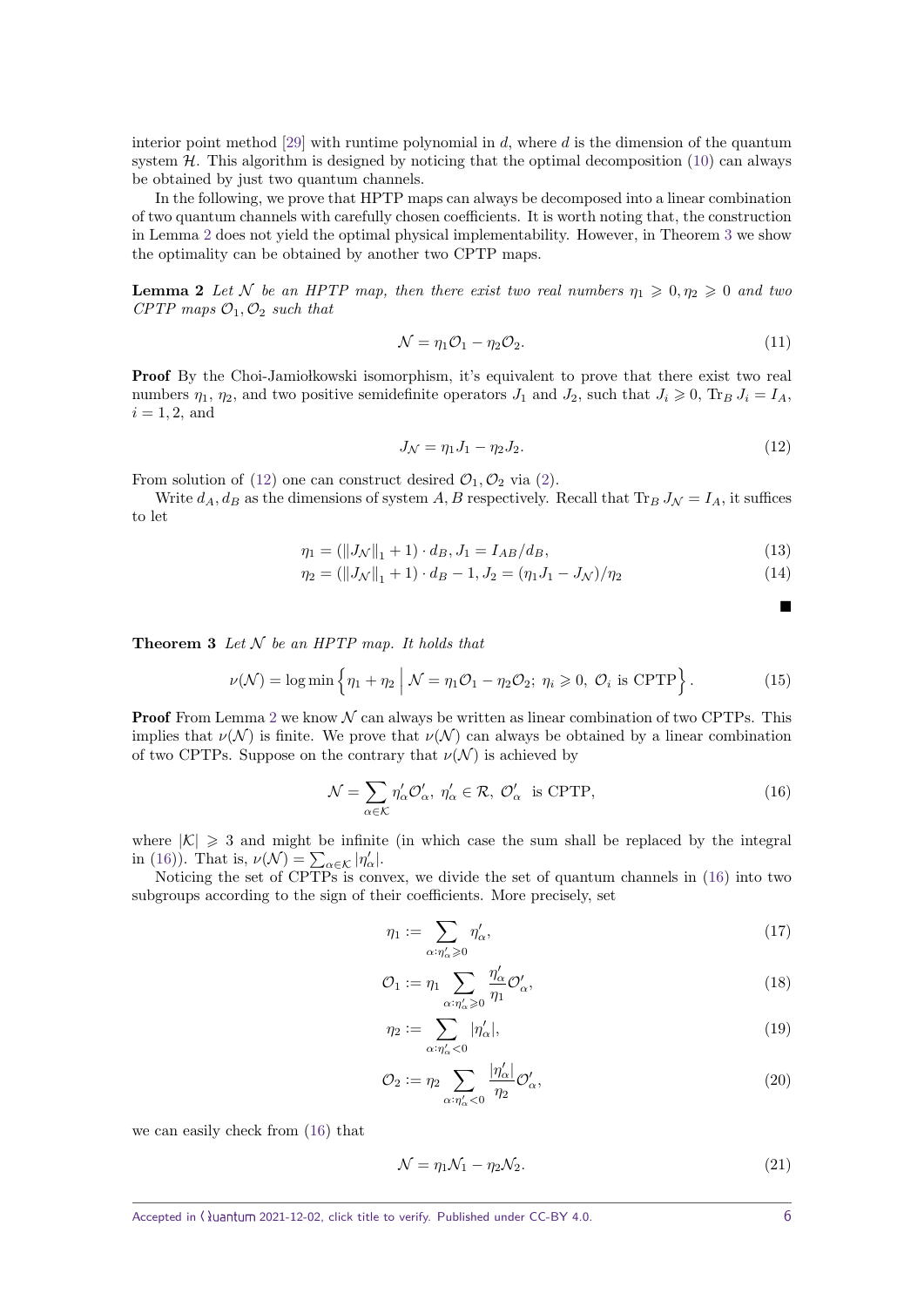interior point method [29] with runtime polynomial in $d$, where $d$ is the dimension of the quantum system $\mathcal{H}$. This algorithm is designed by noticing that the optimal decomposition (10) can always be obtained by just two quantum channels.

In the following, we prove that HPTP maps can always be decomposed into a linear combination of two quantum channels with carefully chosen coefficients. It is worth noting that, the construction in Lemma 2 does not yield the optimal physical implementability. However, in Theorem 3 we show the optimality can be obtained by another two CPTP maps.

**Lemma 2** *Let $\mathcal{N}$ be an HPTP map, then there exist two real numbers $\eta_1 \geqslant 0, \eta_2 \geqslant 0$ and two CPTP maps $\mathcal{O}_1, \mathcal{O}_2$ such that*

$$\mathcal{N} = \eta_1 \mathcal{O}_1 - \eta_2 \mathcal{O}_2. \tag{11}$$

**Proof** By the Choi-Jamiołkowski isomorphism, it's equivalent to prove that there exist two real numbers $\eta_1$, $\eta_2$, and two positive semidefinite operators $J_1$ and $J_2$, such that $J_i \geqslant 0$, $\operatorname{Tr}_B J_i = I_A$, $i = 1, 2$, and

$$J_{\mathcal{N}} = \eta_1 J_1 - \eta_2 J_2. \tag{12}$$

From solution of (12) one can construct desired $\mathcal{O}_1, \mathcal{O}_2$ via (2).

Write $d_A, d_B$ as the dimensions of system $A, B$ respectively. Recall that $\operatorname{Tr}_B J_{\mathcal{N}} = I_A$, it suffices to let

$$\eta_1 = (\|J_{\mathcal{N}}\|_1 + 1) \cdot d_B, J_1 = I_{AB}/d_B, \tag{13}$$

$$\eta_2 = (\|J_{\mathcal{N}}\|_1 + 1) \cdot d_B - 1, J_2 = (\eta_1 J_1 - J_{\mathcal{N}})/\eta_2 \tag{14}$$

■

**Theorem 3** *Let $\mathcal{N}$ be an HPTP map. It holds that*

$$\nu(\mathcal{N}) = \log \min \left\{ \eta_1 + \eta_2 \;\middle|\; \mathcal{N} = \eta_1 \mathcal{O}_1 - \eta_2 \mathcal{O}_2;\ \eta_i \geqslant 0,\ \mathcal{O}_i \text{ is CPTP} \right\}. \tag{15}$$

**Proof** From Lemma 2 we know $\mathcal{N}$ can always be written as linear combination of two CPTPs. This implies that $\nu(\mathcal{N})$ is finite. We prove that $\nu(\mathcal{N})$ can always be obtained by a linear combination of two CPTPs. Suppose on the contrary that $\nu(\mathcal{N})$ is achieved by

$$\mathcal{N} = \sum_{\alpha \in \mathcal{K}} \eta'_\alpha \mathcal{O}'_\alpha,\ \eta'_\alpha \in \mathcal{R},\ \mathcal{O}'_\alpha \text{ is CPTP}, \tag{16}$$

where $|\mathcal{K}| \geqslant 3$ and might be infinite (in which case the sum shall be replaced by the integral in (16)). That is, $\nu(\mathcal{N}) = \sum_{\alpha \in \mathcal{K}} |\eta'_\alpha|$.

Noticing the set of CPTPs is convex, we divide the set of quantum channels in (16) into two subgroups according to the sign of their coefficients. More precisely, set

$$\eta_1 := \sum_{\alpha : \eta'_\alpha \geqslant 0} \eta'_\alpha, \tag{17}$$

$$\mathcal{O}_1 := \eta_1 \sum_{\alpha : \eta'_\alpha \geqslant 0} \frac{\eta'_\alpha}{\eta_1} \mathcal{O}'_\alpha, \tag{18}$$

$$\eta_2 := \sum_{\alpha : \eta'_\alpha < 0} |\eta'_\alpha|, \tag{19}$$

$$\mathcal{O}_2 := \eta_2 \sum_{\alpha : \eta'_\alpha < 0} \frac{|\eta'_\alpha|}{\eta_2} \mathcal{O}'_\alpha, \tag{20}$$

we can easily check from (16) that

$$\mathcal{N} = \eta_1 \mathcal{N}_1 - \eta_2 \mathcal{N}_2. \tag{21}$$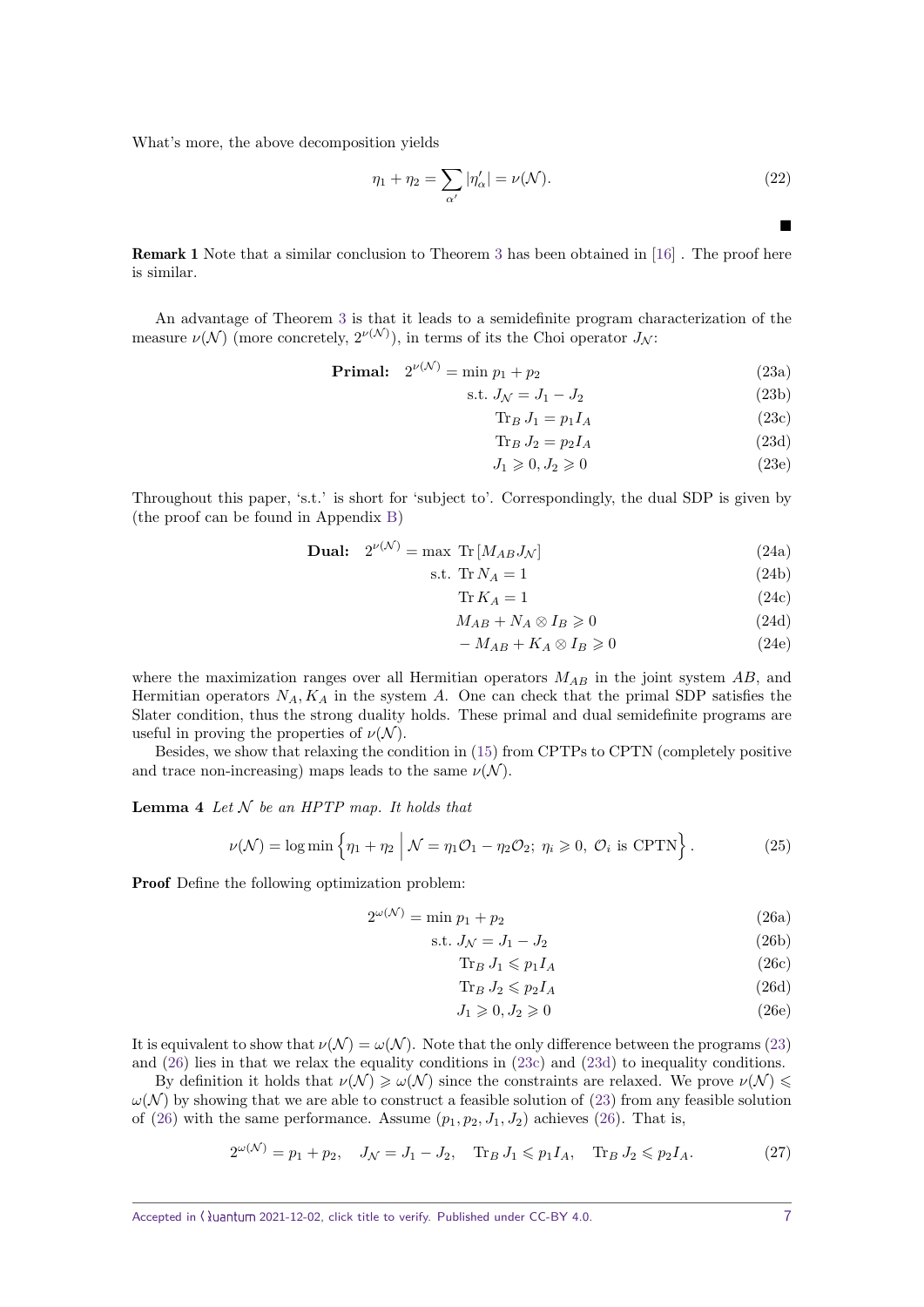What's more, the above decomposition yields

$$\eta_1 + \eta_2 = \sum_{\alpha'} |\eta'_\alpha| = \nu(\mathcal{N}). \tag{22}$$

■

**Remark 1** Note that a similar conclusion to Theorem 3 has been obtained in [16] . The proof here is similar.

An advantage of Theorem 3 is that it leads to a semidefinite program characterization of the measure $\nu(\mathcal{N})$ (more concretely, $2^{\nu(\mathcal{N})}$), in terms of its the Choi operator $J_\mathcal{N}$:

$$\textbf{Primal:} \quad 2^{\nu(\mathcal{N})} = \min \; p_1 + p_2 \tag{23a}$$

$$\text{s.t. } J_\mathcal{N} = J_1 - J_2 \tag{23b}$$

$$\operatorname{Tr}_B J_1 = p_1 I_A \tag{23c}$$

$$\operatorname{Tr}_B J_2 = p_2 I_A \tag{23d}$$

$$J_1 \geqslant 0, J_2 \geqslant 0 \tag{23e}$$

Throughout this paper, 's.t.' is short for 'subject to'. Correspondingly, the dual SDP is given by (the proof can be found in Appendix B)

$$\textbf{Dual:} \quad 2^{\nu(\mathcal{N})} = \max \; \operatorname{Tr}[M_{AB} J_\mathcal{N}] \tag{24a}$$

$$\text{s.t. } \operatorname{Tr} N_A = 1 \tag{24b}$$

$$\operatorname{Tr} K_A = 1 \tag{24c}$$

$$M_{AB} + N_A \otimes I_B \geqslant 0 \tag{24d}$$

$$-M_{AB} + K_A \otimes I_B \geqslant 0 \tag{24e}$$

where the maximization ranges over all Hermitian operators $M_{AB}$ in the joint system $AB$, and Hermitian operators $N_A, K_A$ in the system $A$. One can check that the primal SDP satisfies the Slater condition, thus the strong duality holds. These primal and dual semidefinite programs are useful in proving the properties of $\nu(\mathcal{N})$.

Besides, we show that relaxing the condition in (15) from CPTPs to CPTN (completely positive and trace non-increasing) maps leads to the same $\nu(\mathcal{N})$.

**Lemma 4** *Let $\mathcal{N}$ be an HPTP map. It holds that*

$$\nu(\mathcal{N}) = \log \min \left\{ \eta_1 + \eta_2 \;\middle|\; \mathcal{N} = \eta_1 \mathcal{O}_1 - \eta_2 \mathcal{O}_2;\; \eta_i \geqslant 0,\; \mathcal{O}_i \text{ is CPTN} \right\}. \tag{25}$$

**Proof** Define the following optimization problem:

$$2^{\omega(\mathcal{N})} = \min \; p_1 + p_2 \tag{26a}$$

$$\text{s.t. } J_\mathcal{N} = J_1 - J_2 \tag{26b}$$

$$\operatorname{Tr}_B J_1 \leqslant p_1 I_A \tag{26c}$$

$$\operatorname{Tr}_B J_2 \leqslant p_2 I_A \tag{26d}$$

$$J_1 \geqslant 0, J_2 \geqslant 0 \tag{26e}$$

It is equivalent to show that $\nu(\mathcal{N}) = \omega(\mathcal{N})$. Note that the only difference between the programs (23) and (26) lies in that we relax the equality conditions in (23c) and (23d) to inequality conditions.

By definition it holds that $\nu(\mathcal{N}) \geqslant \omega(\mathcal{N})$ since the constraints are relaxed. We prove $\nu(\mathcal{N}) \leqslant \omega(\mathcal{N})$ by showing that we are able to construct a feasible solution of (23) from any feasible solution of (26) with the same performance. Assume $(p_1, p_2, J_1, J_2)$ achieves (26). That is,

$$2^{\omega(\mathcal{N})} = p_1 + p_2, \quad J_\mathcal{N} = J_1 - J_2, \quad \operatorname{Tr}_B J_1 \leqslant p_1 I_A, \quad \operatorname{Tr}_B J_2 \leqslant p_2 I_A. \tag{27}$$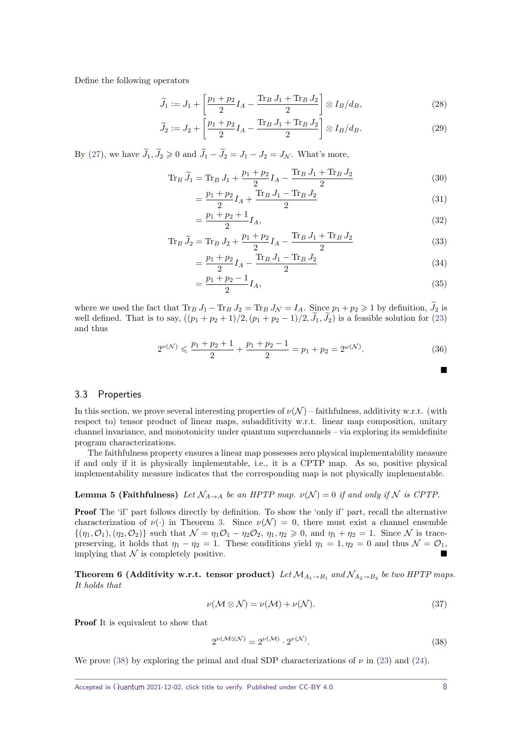Define the following operators

$$\widetilde{J}_1 := J_1 + \left[\frac{p_1 + p_2}{2} I_A - \frac{\operatorname{Tr}_B J_1 + \operatorname{Tr}_B J_2}{2}\right] \otimes I_B/d_B, \tag{28}$$

$$\widetilde{J}_2 := J_2 + \left[\frac{p_1 + p_2}{2} I_A - \frac{\operatorname{Tr}_B J_1 + \operatorname{Tr}_B J_2}{2}\right] \otimes I_B/d_B. \tag{29}$$

By (27), we have $\widetilde{J}_1, \widetilde{J}_2 \geqslant 0$ and $\widetilde{J}_1 - \widetilde{J}_2 = J_1 - J_2 = J_{\mathcal{N}}$. What's more,

$$\operatorname{Tr}_B \widetilde{J}_1 = \operatorname{Tr}_B J_1 + \frac{p_1 + p_2}{2} I_A - \frac{\operatorname{Tr}_B J_1 + \operatorname{Tr}_B J_2}{2} \tag{30}$$

$$= \frac{p_1 + p_2}{2} I_A + \frac{\operatorname{Tr}_B J_1 - \operatorname{Tr}_B J_2}{2} \tag{31}$$

$$= \frac{p_1 + p_2 + 1}{2} I_A, \tag{32}$$

$$\operatorname{Tr}_B \widetilde{J}_2 = \operatorname{Tr}_B J_2 + \frac{p_1 + p_2}{2} I_A - \frac{\operatorname{Tr}_B J_1 + \operatorname{Tr}_B J_2}{2} \tag{33}$$

$$= \frac{p_1 + p_2}{2} I_A - \frac{\operatorname{Tr}_B J_1 - \operatorname{Tr}_B J_2}{2} \tag{34}$$

$$= \frac{p_1 + p_2 - 1}{2} I_A, \tag{35}$$

where we used the fact that $\operatorname{Tr}_B J_1 - \operatorname{Tr}_B J_2 = \operatorname{Tr}_B J_{\mathcal{N}} = I_A$. Since $p_1 + p_2 \geqslant 1$ by definition, $\widetilde{J}_2$ is well defined. That is to say, $((p_1 + p_2 + 1)/2, (p_1 + p_2 - 1)/2, \widetilde{J}_1, \widetilde{J}_2)$ is a feasible solution for (23) and thus

$$2^{\nu(\mathcal{N})} \leqslant \frac{p_1 + p_2 + 1}{2} + \frac{p_1 + p_2 - 1}{2} = p_1 + p_2 = 2^{\omega(\mathcal{N})}. \tag{36}$$

■

## 3.3 Properties

In this section, we prove several interesting properties of $\nu(\mathcal{N})$ – faithfulness, additivity w.r.t. (with respect to) tensor product of linear maps, subadditivity w.r.t. linear map composition, unitary channel invariance, and monotonicity under quantum superchannels – via exploring its semidefinite program characterizations.

The faithfulness property ensures a linear map possesses zero physical implementability measure if and only if it is physically implementable, i.e., it is a CPTP map. As so, positive physical implementability measure indicates that the corresponding map is not physically implementable.

**Lemma 5 (Faithfulness)** *Let $\mathcal{N}_{A\to A}$ be an HPTP map. $\nu(\mathcal{N}) = 0$ if and only if $\mathcal{N}$ is CPTP.*

**Proof** The 'if' part follows directly by definition. To show the 'only if' part, recall the alternative characterization of $\nu(\cdot)$ in Theorem 3. Since $\nu(\mathcal{N}) = 0$, there must exist a channel ensemble $\{(\eta_1, \mathcal{O}_1), (\eta_2, \mathcal{O}_2)\}$ such that $\mathcal{N} = \eta_1 \mathcal{O}_1 - \eta_2 \mathcal{O}_2$, $\eta_1, \eta_2 \geqslant 0$, and $\eta_1 + \eta_2 = 1$. Since $\mathcal{N}$ is trace-preserving, it holds that $\eta_1 - \eta_2 = 1$. These conditions yield $\eta_1 = 1, \eta_2 = 0$ and thus $\mathcal{N} = \mathcal{O}_1$, implying that $\mathcal{N}$ is completely positive. ■

**Theorem 6 (Additivity w.r.t. tensor product)** *Let $\mathcal{M}_{A_1\to B_1}$ and $\mathcal{N}_{A_2\to B_2}$ be two HPTP maps. It holds that*

$$\nu(\mathcal{M} \otimes \mathcal{N}) = \nu(\mathcal{M}) + \nu(\mathcal{N}). \tag{37}$$

**Proof** It is equivalent to show that

$$2^{\nu(\mathcal{M}\otimes\mathcal{N})} = 2^{\nu(\mathcal{M})} \cdot 2^{\nu(\mathcal{N})}. \tag{38}$$

We prove (38) by exploring the primal and dual SDP characterizations of $\nu$ in (23) and (24).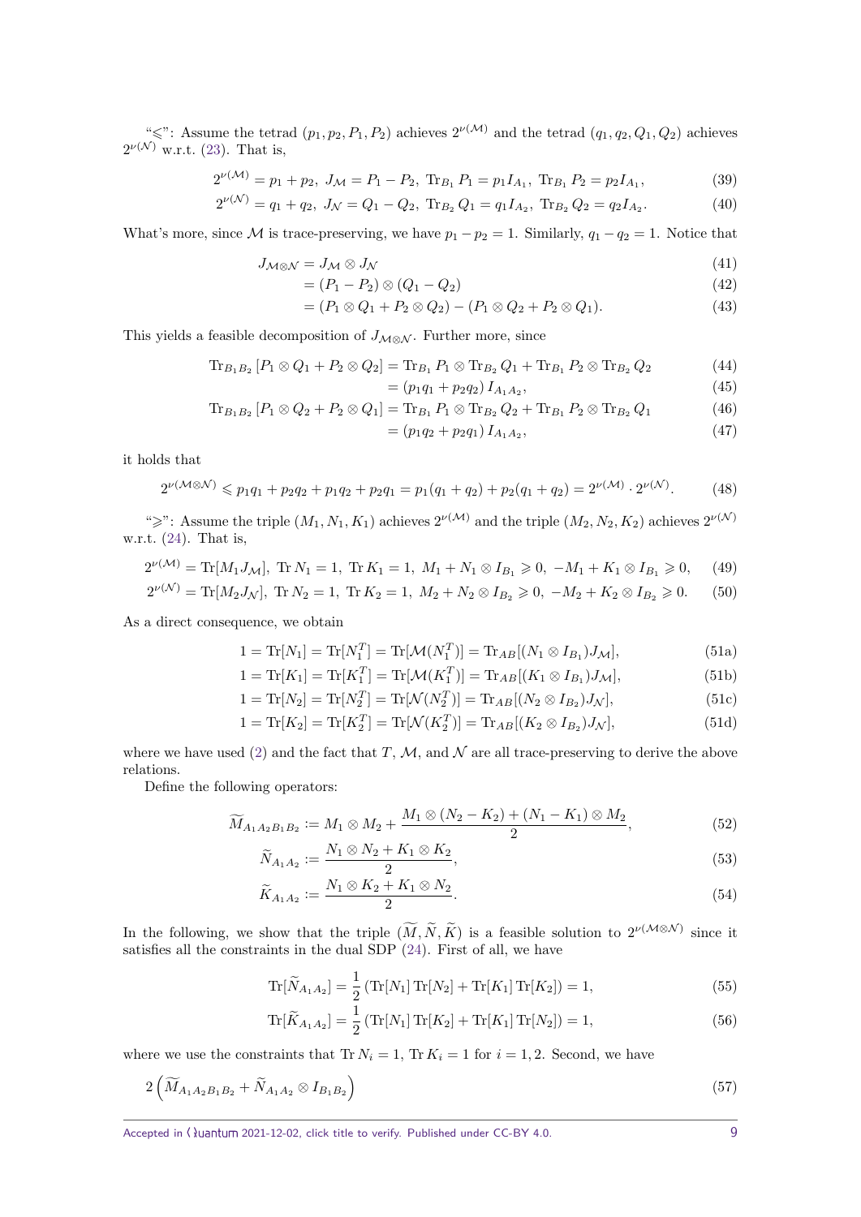"$\leqslant$": Assume the tetrad $(p_1, p_2, P_1, P_2)$ achieves $2^{\nu(\mathcal{M})}$ and the tetrad $(q_1, q_2, Q_1, Q_2)$ achieves $2^{\nu(\mathcal{N})}$ w.r.t. (23). That is,

$$2^{\nu(\mathcal{M})} = p_1 + p_2,\ J_{\mathcal{M}} = P_1 - P_2,\ \operatorname{Tr}_{B_1} P_1 = p_1 I_{A_1},\ \operatorname{Tr}_{B_1} P_2 = p_2 I_{A_1}, \tag{39}$$

$$2^{\nu(\mathcal{N})} = q_1 + q_2,\ J_{\mathcal{N}} = Q_1 - Q_2,\ \operatorname{Tr}_{B_2} Q_1 = q_1 I_{A_2},\ \operatorname{Tr}_{B_2} Q_2 = q_2 I_{A_2}. \tag{40}$$

What's more, since $\mathcal{M}$ is trace-preserving, we have $p_1 - p_2 = 1$. Similarly, $q_1 - q_2 = 1$. Notice that

$$\begin{aligned}
J_{\mathcal{M}\otimes\mathcal{N}} &= J_{\mathcal{M}} \otimes J_{\mathcal{N}} &(41)\\
&= (P_1 - P_2) \otimes (Q_1 - Q_2) &(42)\\
&= (P_1 \otimes Q_1 + P_2 \otimes Q_2) - (P_1 \otimes Q_2 + P_2 \otimes Q_1). &(43)
\end{aligned}$$

This yields a feasible decomposition of $J_{\mathcal{M}\otimes\mathcal{N}}$. Further more, since

$$\begin{aligned}
\operatorname{Tr}_{B_1B_2}[P_1 \otimes Q_1 + P_2 \otimes Q_2] &= \operatorname{Tr}_{B_1} P_1 \otimes \operatorname{Tr}_{B_2} Q_1 + \operatorname{Tr}_{B_1} P_2 \otimes \operatorname{Tr}_{B_2} Q_2 &(44)\\
&= (p_1q_1 + p_2q_2)\, I_{A_1A_2}, &(45)\\
\operatorname{Tr}_{B_1B_2}[P_1 \otimes Q_2 + P_2 \otimes Q_1] &= \operatorname{Tr}_{B_1} P_1 \otimes \operatorname{Tr}_{B_2} Q_2 + \operatorname{Tr}_{B_1} P_2 \otimes \operatorname{Tr}_{B_2} Q_1 &(46)\\
&= (p_1q_2 + p_2q_1)\, I_{A_1A_2}, &(47)
\end{aligned}$$

it holds that

$$2^{\nu(\mathcal{M}\otimes\mathcal{N})} \leqslant p_1q_1 + p_2q_2 + p_1q_2 + p_2q_1 = p_1(q_1+q_2) + p_2(q_1+q_2) = 2^{\nu(\mathcal{M})} \cdot 2^{\nu(\mathcal{N})}. \tag{48}$$

"$\geqslant$": Assume the triple $(M_1, N_1, K_1)$ achieves $2^{\nu(\mathcal{M})}$ and the triple $(M_2, N_2, K_2)$ achieves $2^{\nu(\mathcal{N})}$ w.r.t. (24). That is,

$$2^{\nu(\mathcal{M})} = \operatorname{Tr}[M_1 J_{\mathcal{M}}],\ \operatorname{Tr} N_1 = 1,\ \operatorname{Tr} K_1 = 1,\ M_1 + N_1 \otimes I_{B_1} \geqslant 0,\ -M_1 + K_1 \otimes I_{B_1} \geqslant 0, \tag{49}$$

$$2^{\nu(\mathcal{N})} = \operatorname{Tr}[M_2 J_{\mathcal{N}}],\ \operatorname{Tr} N_2 = 1,\ \operatorname{Tr} K_2 = 1,\ M_2 + N_2 \otimes I_{B_2} \geqslant 0,\ -M_2 + K_2 \otimes I_{B_2} \geqslant 0. \tag{50}$$

As a direct consequence, we obtain

$$1 = \operatorname{Tr}[N_1] = \operatorname{Tr}[N_1^T] = \operatorname{Tr}[\mathcal{M}(N_1^T)] = \operatorname{Tr}_{AB}[(N_1 \otimes I_{B_1}) J_{\mathcal{M}}], \tag{51a}$$

$$1 = \operatorname{Tr}[K_1] = \operatorname{Tr}[K_1^T] = \operatorname{Tr}[\mathcal{M}(K_1^T)] = \operatorname{Tr}_{AB}[(K_1 \otimes I_{B_1}) J_{\mathcal{M}}], \tag{51b}$$

$$1 = \operatorname{Tr}[N_2] = \operatorname{Tr}[N_2^T] = \operatorname{Tr}[\mathcal{N}(N_2^T)] = \operatorname{Tr}_{AB}[(N_2 \otimes I_{B_2}) J_{\mathcal{N}}], \tag{51c}$$

$$1 = \operatorname{Tr}[K_2] = \operatorname{Tr}[K_2^T] = \operatorname{Tr}[\mathcal{N}(K_2^T)] = \operatorname{Tr}_{AB}[(K_2 \otimes I_{B_2}) J_{\mathcal{N}}], \tag{51d}$$

where we have used (2) and the fact that $T$, $\mathcal{M}$, and $\mathcal{N}$ are all trace-preserving to derive the above relations.

Define the following operators:

$$\widetilde{M}_{A_1A_2B_1B_2} := M_1 \otimes M_2 + \frac{M_1 \otimes (N_2 - K_2) + (N_1 - K_1) \otimes M_2}{2}, \tag{52}$$

$$\widetilde{N}_{A_1A_2} := \frac{N_1 \otimes N_2 + K_1 \otimes K_2}{2}, \tag{53}$$

$$\widetilde{K}_{A_1A_2} := \frac{N_1 \otimes K_2 + K_1 \otimes N_2}{2}. \tag{54}$$

In the following, we show that the triple $(\widetilde{M}, \widetilde{N}, \widetilde{K})$ is a feasible solution to $2^{\nu(\mathcal{M}\otimes\mathcal{N})}$ since it satisfies all the constraints in the dual SDP (24). First of all, we have

$$\operatorname{Tr}[\widetilde{N}_{A_1A_2}] = \frac{1}{2}\left(\operatorname{Tr}[N_1]\operatorname{Tr}[N_2] + \operatorname{Tr}[K_1]\operatorname{Tr}[K_2]\right) = 1, \tag{55}$$

$$\operatorname{Tr}[\widetilde{K}_{A_1A_2}] = \frac{1}{2}\left(\operatorname{Tr}[N_1]\operatorname{Tr}[K_2] + \operatorname{Tr}[K_1]\operatorname{Tr}[N_2]\right) = 1, \tag{56}$$

where we use the constraints that $\operatorname{Tr} N_i = 1$, $\operatorname{Tr} K_i = 1$ for $i = 1, 2$. Second, we have

$$2\left(\widetilde{M}_{A_1A_2B_1B_2} + \widetilde{N}_{A_1A_2} \otimes I_{B_1B_2}\right) \tag{57}$$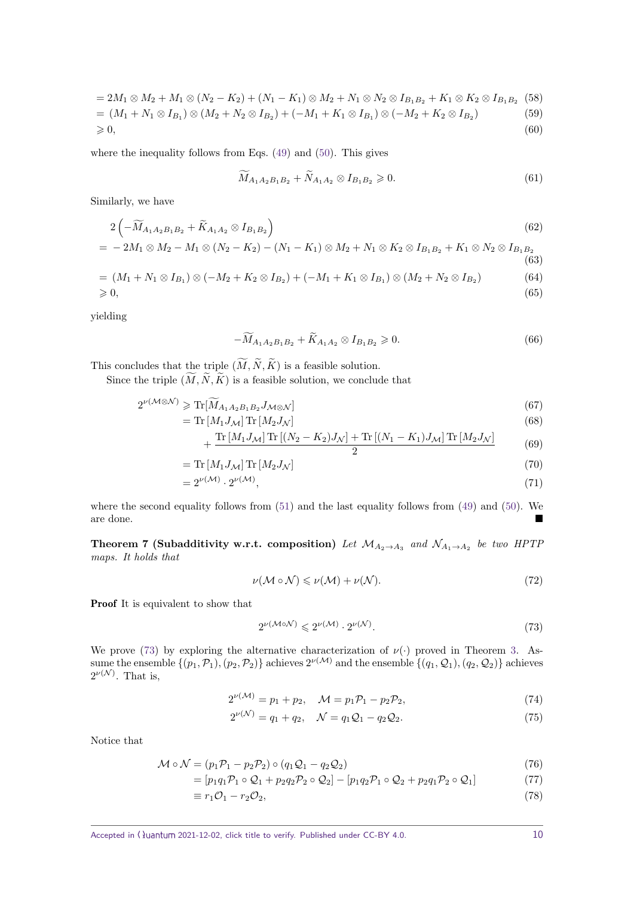$$= 2M_1 \otimes M_2 + M_1 \otimes (N_2 - K_2) + (N_1 - K_1) \otimes M_2 + N_1 \otimes N_2 \otimes I_{B_1B_2} + K_1 \otimes K_2 \otimes I_{B_1B_2} \quad (58)$$

$$= (M_1 + N_1 \otimes I_{B_1}) \otimes (M_2 + N_2 \otimes I_{B_2}) + (-M_1 + K_1 \otimes I_{B_1}) \otimes (-M_2 + K_2 \otimes I_{B_2}) \quad (59)$$

$$\geqslant 0, \quad (60)$$

where the inequality follows from Eqs. (49) and (50). This gives

$$\widetilde{M}_{A_1A_2B_1B_2} + \widetilde{N}_{A_1A_2} \otimes I_{B_1B_2} \geqslant 0. \quad (61)$$

Similarly, we have

$$2\left(-\widetilde{M}_{A_1A_2B_1B_2} + \widetilde{K}_{A_1A_2} \otimes I_{B_1B_2}\right) \quad (62)$$

$$= -2M_1 \otimes M_2 - M_1 \otimes (N_2 - K_2) - (N_1 - K_1) \otimes M_2 + N_1 \otimes K_2 \otimes I_{B_1B_2} + K_1 \otimes N_2 \otimes I_{B_1B_2} \quad (63)$$

$$= (M_1 + N_1 \otimes I_{B_1}) \otimes (-M_2 + K_2 \otimes I_{B_2}) + (-M_1 + K_1 \otimes I_{B_1}) \otimes (M_2 + N_2 \otimes I_{B_2}) \quad (64)$$

$$\geqslant 0, \quad (65)$$

yielding

$$-\widetilde{M}_{A_1A_2B_1B_2} + \widetilde{K}_{A_1A_2} \otimes I_{B_1B_2} \geqslant 0. \quad (66)$$

This concludes that the triple $(\widetilde{M}, \widetilde{N}, \widetilde{K})$ is a feasible solution.

Since the triple $(\widetilde{M}, \widetilde{N}, \widetilde{K})$ is a feasible solution, we conclude that

$$2^{\nu(\mathcal{M}\otimes\mathcal{N})} \geqslant \operatorname{Tr}[\widetilde{M}_{A_1A_2B_1B_2} J_{\mathcal{M}\otimes\mathcal{N}}] \quad (67)$$

$$= \operatorname{Tr}[M_1 J_{\mathcal{M}}] \operatorname{Tr}[M_2 J_{\mathcal{N}}] \quad (68)$$

$$+ \frac{\operatorname{Tr}[M_1 J_{\mathcal{M}}] \operatorname{Tr}[(N_2 - K_2) J_{\mathcal{N}}] + \operatorname{Tr}[(N_1 - K_1) J_{\mathcal{M}}] \operatorname{Tr}[M_2 J_{\mathcal{N}}]}{2} \quad (69)$$

$$= \operatorname{Tr}[M_1 J_{\mathcal{M}}] \operatorname{Tr}[M_2 J_{\mathcal{N}}] \quad (70)$$

$$= 2^{\nu(\mathcal{M})} \cdot 2^{\nu(\mathcal{M})}, \quad (71)$$

where the second equality follows from (51) and the last equality follows from (49) and (50). We are done. ∎

**Theorem 7 (Subadditivity w.r.t. composition)** *Let $\mathcal{M}_{A_2\to A_3}$ and $\mathcal{N}_{A_1\to A_2}$ be two HPTP maps. It holds that*

$$\nu(\mathcal{M} \circ \mathcal{N}) \leqslant \nu(\mathcal{M}) + \nu(\mathcal{N}). \quad (72)$$

**Proof** It is equivalent to show that

$$2^{\nu(\mathcal{M}\circ\mathcal{N})} \leqslant 2^{\nu(\mathcal{M})} \cdot 2^{\nu(\mathcal{N})}. \quad (73)$$

We prove (73) by exploring the alternative characterization of $\nu(\cdot)$ proved in Theorem 3. Assume the ensemble $\{(p_1, \mathcal{P}_1), (p_2, \mathcal{P}_2)\}$ achieves $2^{\nu(\mathcal{M})}$ and the ensemble $\{(q_1, \mathcal{Q}_1), (q_2, \mathcal{Q}_2)\}$ achieves $2^{\nu(\mathcal{N})}$. That is,

$$2^{\nu(\mathcal{M})} = p_1 + p_2, \quad \mathcal{M} = p_1\mathcal{P}_1 - p_2\mathcal{P}_2, \quad (74)$$

$$2^{\nu(\mathcal{N})} = q_1 + q_2, \quad \mathcal{N} = q_1\mathcal{Q}_1 - q_2\mathcal{Q}_2. \quad (75)$$

Notice that

$$\mathcal{M} \circ \mathcal{N} = (p_1\mathcal{P}_1 - p_2\mathcal{P}_2) \circ (q_1\mathcal{Q}_1 - q_2\mathcal{Q}_2) \quad (76)$$

$$= [p_1q_1\mathcal{P}_1 \circ \mathcal{Q}_1 + p_2q_2\mathcal{P}_2 \circ \mathcal{Q}_2] - [p_1q_2\mathcal{P}_1 \circ \mathcal{Q}_2 + p_2q_1\mathcal{P}_2 \circ \mathcal{Q}_1] \quad (77)$$

$$\equiv r_1\mathcal{O}_1 - r_2\mathcal{O}_2, \quad (78)$$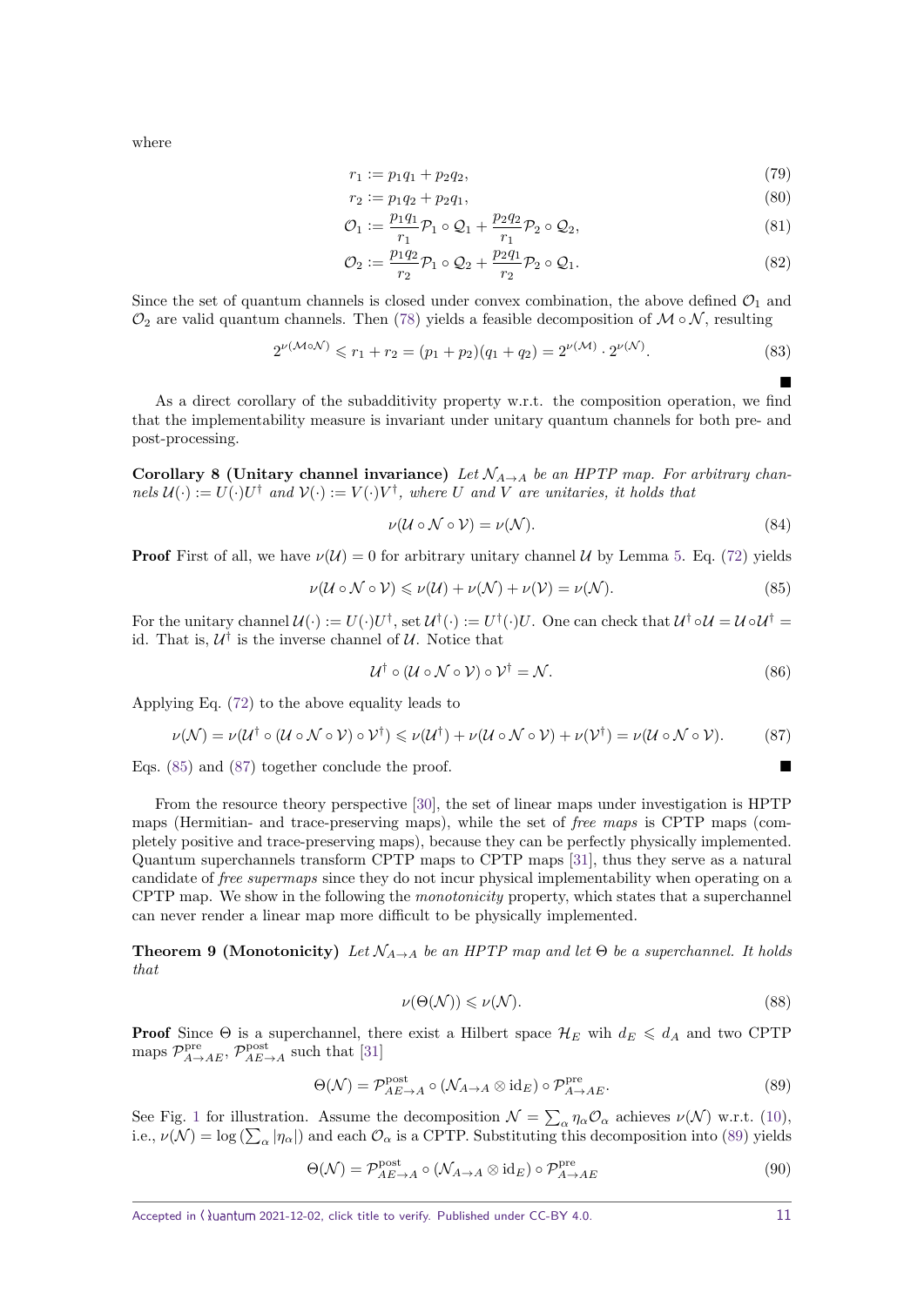where

$$
r_1 := p_1 q_1 + p_2 q_2, \tag{79}
$$

$$
r_2 := p_1 q_2 + p_2 q_1, \tag{80}
$$

$$
\mathcal{O}_1 := \frac{p_1 q_1}{r_1} \mathcal{P}_1 \circ \mathcal{Q}_1 + \frac{p_2 q_2}{r_1} \mathcal{P}_2 \circ \mathcal{Q}_2, \tag{81}
$$

$$
\mathcal{O}_2 := \frac{p_1 q_2}{r_2} \mathcal{P}_1 \circ \mathcal{Q}_2 + \frac{p_2 q_1}{r_2} \mathcal{P}_2 \circ \mathcal{Q}_1. \tag{82}
$$

Since the set of quantum channels is closed under convex combination, the above defined $\mathcal{O}_1$ and $\mathcal{O}_2$ are valid quantum channels. Then (78) yields a feasible decomposition of $\mathcal{M} \circ \mathcal{N}$, resulting

$$
2^{\nu(\mathcal{M}\circ\mathcal{N})} \leqslant r_1 + r_2 = (p_1 + p_2)(q_1 + q_2) = 2^{\nu(\mathcal{M})} \cdot 2^{\nu(\mathcal{N})}. \tag{83}
$$

■

As a direct corollary of the subadditivity property w.r.t. the composition operation, we find that the implementability measure is invariant under unitary quantum channels for both pre- and post-processing.

**Corollary 8 (Unitary channel invariance)** *Let $\mathcal{N}_{A\to A}$ be an HPTP map. For arbitrary channels $\mathcal{U}(\cdot) := U(\cdot)U^\dagger$ and $\mathcal{V}(\cdot) := V(\cdot)V^\dagger$, where $U$ and $V$ are unitaries, it holds that*

$$
\nu(\mathcal{U} \circ \mathcal{N} \circ \mathcal{V}) = \nu(\mathcal{N}). \tag{84}
$$

**Proof** First of all, we have $\nu(\mathcal{U}) = 0$ for arbitrary unitary channel $\mathcal{U}$ by Lemma 5. Eq. (72) yields

$$
\nu(\mathcal{U} \circ \mathcal{N} \circ \mathcal{V}) \leqslant \nu(\mathcal{U}) + \nu(\mathcal{N}) + \nu(\mathcal{V}) = \nu(\mathcal{N}). \tag{85}
$$

For the unitary channel $\mathcal{U}(\cdot) := U(\cdot)U^\dagger$, set $\mathcal{U}^\dagger(\cdot) := U^\dagger(\cdot)U$. One can check that $\mathcal{U}^\dagger \circ \mathcal{U} = \mathcal{U} \circ \mathcal{U}^\dagger = \mathrm{id}$. That is, $\mathcal{U}^\dagger$ is the inverse channel of $\mathcal{U}$. Notice that

$$
\mathcal{U}^\dagger \circ (\mathcal{U} \circ \mathcal{N} \circ \mathcal{V}) \circ \mathcal{V}^\dagger = \mathcal{N}. \tag{86}
$$

Applying Eq. (72) to the above equality leads to

$$
\nu(\mathcal{N}) = \nu(\mathcal{U}^\dagger \circ (\mathcal{U} \circ \mathcal{N} \circ \mathcal{V}) \circ \mathcal{V}^\dagger) \leqslant \nu(\mathcal{U}^\dagger) + \nu(\mathcal{U} \circ \mathcal{N} \circ \mathcal{V}) + \nu(\mathcal{V}^\dagger) = \nu(\mathcal{U} \circ \mathcal{N} \circ \mathcal{V}). \tag{87}
$$

Eqs. (85) and (87) together conclude the proof. ■

From the resource theory perspective [30], the set of linear maps under investigation is HPTP maps (Hermitian- and trace-preserving maps), while the set of *free maps* is CPTP maps (completely positive and trace-preserving maps), because they can be perfectly physically implemented. Quantum superchannels transform CPTP maps to CPTP maps [31], thus they serve as a natural candidate of *free supermaps* since they do not incur physical implementability when operating on a CPTP map. We show in the following the *monotonicity* property, which states that a superchannel can never render a linear map more difficult to be physically implemented.

**Theorem 9 (Monotonicity)** *Let $\mathcal{N}_{A\to A}$ be an HPTP map and let $\Theta$ be a superchannel. It holds that*

$$
\nu(\Theta(\mathcal{N})) \leqslant \nu(\mathcal{N}). \tag{88}
$$

**Proof** Since $\Theta$ is a superchannel, there exist a Hilbert space $\mathcal{H}_E$ wih $d_E \leqslant d_A$ and two CPTP maps $\mathcal{P}^{\rm pre}_{A\to AE}$, $\mathcal{P}^{\rm post}_{AE\to A}$ such that [31]

$$
\Theta(\mathcal{N}) = \mathcal{P}^{\rm post}_{AE\to A} \circ (\mathcal{N}_{A\to A} \otimes \mathrm{id}_E) \circ \mathcal{P}^{\rm pre}_{A\to AE}. \tag{89}
$$

See Fig. 1 for illustration. Assume the decomposition $\mathcal{N} = \sum_\alpha \eta_\alpha \mathcal{O}_\alpha$ achieves $\nu(\mathcal{N})$ w.r.t. (10), i.e., $\nu(\mathcal{N}) = \log\left(\sum_\alpha |\eta_\alpha|\right)$ and each $\mathcal{O}_\alpha$ is a CPTP. Substituting this decomposition into (89) yields

$$
\Theta(\mathcal{N}) = \mathcal{P}^{\rm post}_{AE\to A} \circ (\mathcal{N}_{A\to A} \otimes \mathrm{id}_E) \circ \mathcal{P}^{\rm pre}_{A\to AE} \tag{90}
$$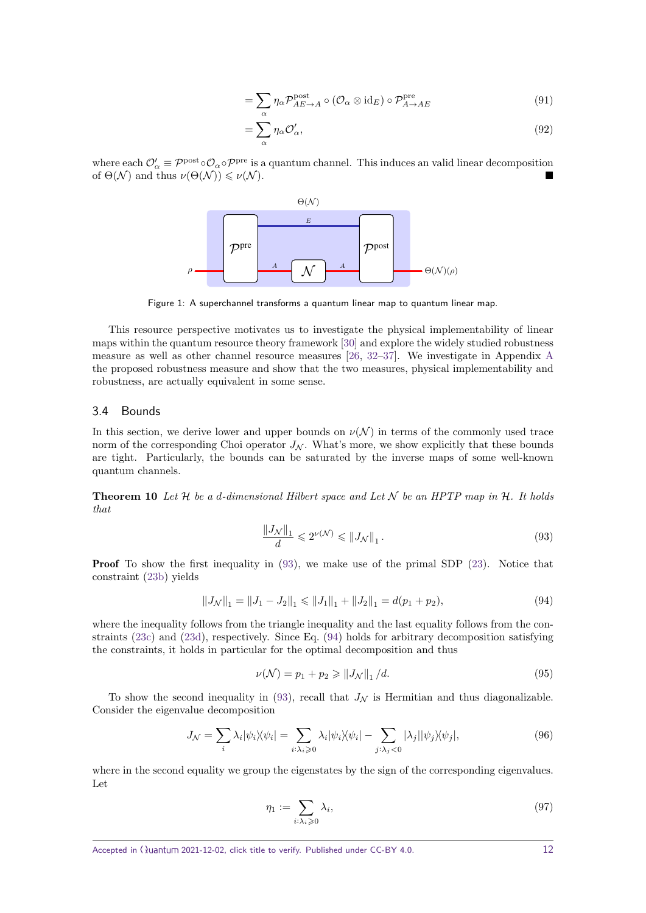$$= \sum_\alpha \eta_\alpha \mathcal{P}^{\rm post}_{AE\to A} \circ (\mathcal{O}_\alpha \otimes {\rm id}_E) \circ \mathcal{P}^{\rm pre}_{A\to AE} \tag{91}$$

$$= \sum_\alpha \eta_\alpha \mathcal{O}'_\alpha, \tag{92}$$

where each $\mathcal{O}'_\alpha \equiv \mathcal{P}^{\rm post} \circ \mathcal{O}_\alpha \circ \mathcal{P}^{\rm pre}$ is a quantum channel. This induces an valid linear decomposition of $\Theta(\mathcal{N})$ and thus $\nu(\Theta(\mathcal{N})) \leqslant \nu(\mathcal{N})$. ■

Figure 1: A superchannel transforms a quantum linear map to quantum linear map.

This resource perspective motivates us to investigate the physical implementability of linear maps within the quantum resource theory framework [30] and explore the widely studied robustness measure as well as other channel resource measures [26, 32–37]. We investigate in Appendix A the proposed robustness measure and show that the two measures, physical implementability and robustness, are actually equivalent in some sense.

## 3.4 Bounds

In this section, we derive lower and upper bounds on $\nu(\mathcal{N})$ in terms of the commonly used trace norm of the corresponding Choi operator $J_\mathcal{N}$. What's more, we show explicitly that these bounds are tight. Particularly, the bounds can be saturated by the inverse maps of some well-known quantum channels.

**Theorem 10** *Let $\mathcal{H}$ be a $d$-dimensional Hilbert space and Let $\mathcal{N}$ be an HPTP map in $\mathcal{H}$. It holds that*

$$\frac{\|J_\mathcal{N}\|_1}{d} \leqslant 2^{\nu(\mathcal{N})} \leqslant \|J_\mathcal{N}\|_1 . \tag{93}$$

**Proof** To show the first inequality in (93), we make use of the primal SDP (23). Notice that constraint (23b) yields

$$\|J_\mathcal{N}\|_1 = \|J_1 - J_2\|_1 \leqslant \|J_1\|_1 + \|J_2\|_1 = d(p_1 + p_2), \tag{94}$$

where the inequality follows from the triangle inequality and the last equality follows from the constraints (23c) and (23d), respectively. Since Eq. (94) holds for arbitrary decomposition satisfying the constraints, it holds in particular for the optimal decomposition and thus

$$\nu(\mathcal{N}) = p_1 + p_2 \geqslant \|J_\mathcal{N}\|_1 / d. \tag{95}$$

To show the second inequality in (93), recall that $J_\mathcal{N}$ is Hermitian and thus diagonalizable. Consider the eigenvalue decomposition

$$J_\mathcal{N} = \sum_i \lambda_i |\psi_i\rangle\!\langle\psi_i| = \sum_{i:\lambda_i\geqslant 0} \lambda_i |\psi_i\rangle\!\langle\psi_i| - \sum_{j:\lambda_j<0} |\lambda_j| |\psi_j\rangle\!\langle\psi_j|, \tag{96}$$

where in the second equality we group the eigenstates by the sign of the corresponding eigenvalues. Let

$$\eta_1 := \sum_{i:\lambda_i\geqslant 0} \lambda_i, \tag{97}$$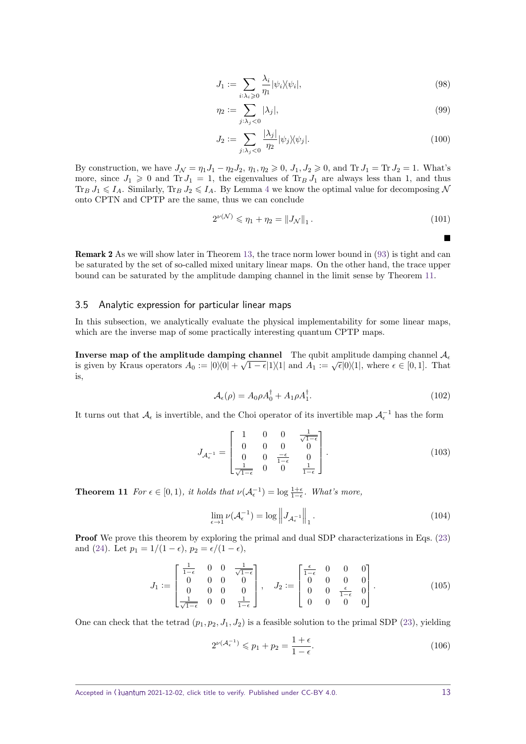$$J_1 := \sum_{i:\lambda_i \geqslant 0} \frac{\lambda_i}{\eta_1} |\psi_i\rangle\langle\psi_i|, \tag{98}$$

$$\eta_2 := \sum_{j:\lambda_j < 0} |\lambda_j|, \tag{99}$$

$$J_2 := \sum_{j:\lambda_j < 0} \frac{|\lambda_j|}{\eta_2} |\psi_j\rangle\langle\psi_j|. \tag{100}$$

By construction, we have $J_\mathcal{N} = \eta_1 J_1 - \eta_2 J_2$, $\eta_1, \eta_2 \geqslant 0$, $J_1, J_2 \geqslant 0$, and $\operatorname{Tr} J_1 = \operatorname{Tr} J_2 = 1$. What's more, since $J_1 \geqslant 0$ and $\operatorname{Tr} J_1 = 1$, the eigenvalues of $\operatorname{Tr}_B J_1$ are always less than 1, and thus $\operatorname{Tr}_B J_1 \leqslant I_A$. Similarly, $\operatorname{Tr}_B J_2 \leqslant I_A$. By Lemma 4 we know the optimal value for decomposing $\mathcal{N}$ onto CPTN and CPTP are the same, thus we can conclude

$$2^{\nu(\mathcal{N})} \leqslant \eta_1 + \eta_2 = \|J_\mathcal{N}\|_1. \tag{101}$$

■

**Remark 2** As we will show later in Theorem 13, the trace norm lower bound in (93) is tight and can be saturated by the set of so-called mixed unitary linear maps. On the other hand, the trace upper bound can be saturated by the amplitude damping channel in the limit sense by Theorem 11.

## 3.5 Analytic expression for particular linear maps

In this subsection, we analytically evaluate the physical implementability for some linear maps, which are the inverse map of some practically interesting quantum CPTP maps.

**Inverse map of the amplitude damping channel** The qubit amplitude damping channel $\mathcal{A}_\epsilon$ is given by Kraus operators $A_0 := |0\rangle\langle 0| + \sqrt{1-\epsilon}|1\rangle\langle 1|$ and $A_1 := \sqrt{\epsilon}|0\rangle\langle 1|$, where $\epsilon \in [0,1]$. That is,

$$\mathcal{A}_\epsilon(\rho) = A_0 \rho A_0^\dagger + A_1 \rho A_1^\dagger. \tag{102}$$

It turns out that $\mathcal{A}_\epsilon$ is invertible, and the Choi operator of its invertible map $\mathcal{A}_\epsilon^{-1}$ has the form

$$J_{\mathcal{A}_\epsilon^{-1}} = \begin{bmatrix} 1 & 0 & 0 & \frac{1}{\sqrt{1-\epsilon}} \\ 0 & 0 & 0 & 0 \\ 0 & 0 & \frac{-\epsilon}{1-\epsilon} & 0 \\ \frac{1}{\sqrt{1-\epsilon}} & 0 & 0 & \frac{1}{1-\epsilon} \end{bmatrix}. \tag{103}$$

**Theorem 11** *For $\epsilon \in [0,1)$, it holds that $\nu(\mathcal{A}_\epsilon^{-1}) = \log \frac{1+\epsilon}{1-\epsilon}$. What's more,*

$$\lim_{\epsilon \to 1} \nu(\mathcal{A}_\epsilon^{-1}) = \log \left\| J_{\mathcal{A}_\epsilon^{-1}} \right\|_1. \tag{104}$$

**Proof** We prove this theorem by exploring the primal and dual SDP characterizations in Eqs. (23) and (24). Let $p_1 = 1/(1-\epsilon)$, $p_2 = \epsilon/(1-\epsilon)$,

$$J_1 := \begin{bmatrix} \frac{1}{1-\epsilon} & 0 & 0 & \frac{1}{\sqrt{1-\epsilon}} \\ 0 & 0 & 0 & 0 \\ 0 & 0 & 0 & 0 \\ \frac{1}{\sqrt{1-\epsilon}} & 0 & 0 & \frac{1}{1-\epsilon} \end{bmatrix}, \quad J_2 := \begin{bmatrix} \frac{\epsilon}{1-\epsilon} & 0 & 0 & 0 \\ 0 & 0 & 0 & 0 \\ 0 & 0 & \frac{\epsilon}{1-\epsilon} & 0 \\ 0 & 0 & 0 & 0 \end{bmatrix}. \tag{105}$$

One can check that the tetrad $(p_1, p_2, J_1, J_2)$ is a feasible solution to the primal SDP (23), yielding

$$2^{\nu(\mathcal{A}_\epsilon^{-1})} \leqslant p_1 + p_2 = \frac{1+\epsilon}{1-\epsilon}. \tag{106}$$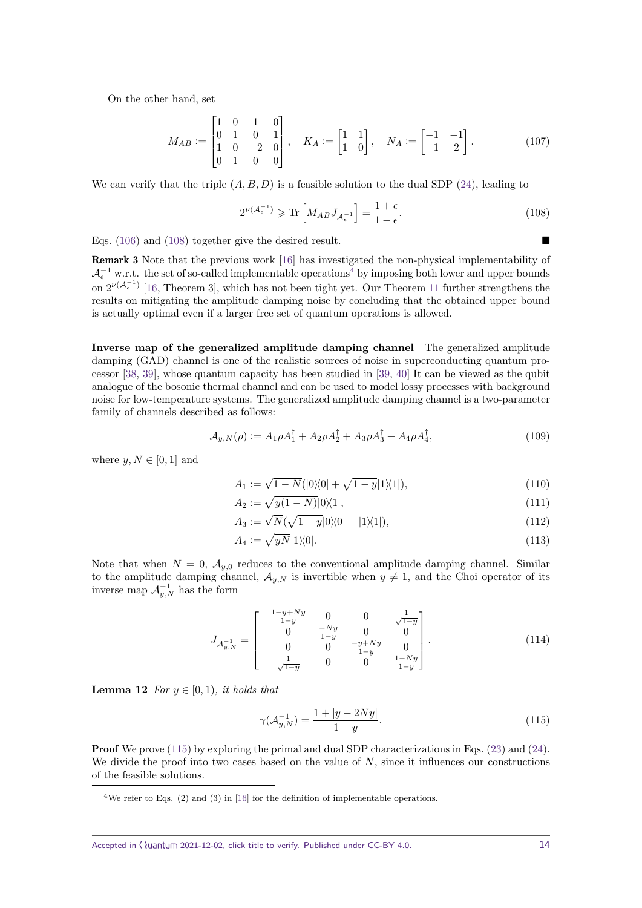On the other hand, set

$$
M_{AB} := \begin{bmatrix} 1 & 0 & 1 & 0 \\ 0 & 1 & 0 & 1 \\ 1 & 0 & -2 & 0 \\ 0 & 1 & 0 & 0 \end{bmatrix}, \quad K_A := \begin{bmatrix} 1 & 1 \\ 1 & 0 \end{bmatrix}, \quad N_A := \begin{bmatrix} -1 & -1 \\ -1 & 2 \end{bmatrix}. \tag{107}
$$

We can verify that the triple $(A, B, D)$ is a feasible solution to the dual SDP (24), leading to

$$
2^{\nu(\mathcal{A}_\epsilon^{-1})} \geqslant \operatorname{Tr}\left[M_{AB} J_{\mathcal{A}_\epsilon^{-1}}\right] = \frac{1+\epsilon}{1-\epsilon}. \tag{108}
$$

Eqs. (106) and (108) together give the desired result. ■

**Remark 3** Note that the previous work [16] has investigated the non-physical implementability of $\mathcal{A}_\epsilon^{-1}$ w.r.t. the set of so-called implementable operations[4] by imposing both lower and upper bounds on $2^{\nu(\mathcal{A}_\epsilon^{-1})}$ [16, Theorem 3], which has not been tight yet. Our Theorem 11 further strengthens the results on mitigating the amplitude damping noise by concluding that the obtained upper bound is actually optimal even if a larger free set of quantum operations is allowed.

**Inverse map of the generalized amplitude damping channel** The generalized amplitude damping (GAD) channel is one of the realistic sources of noise in superconducting quantum processor [38, 39], whose quantum capacity has been studied in [39, 40] It can be viewed as the qubit analogue of the bosonic thermal channel and can be used to model lossy processes with background noise for low-temperature systems. The generalized amplitude damping channel is a two-parameter family of channels described as follows:

$$
\mathcal{A}_{y,N}(\rho) := A_1 \rho A_1^\dagger + A_2 \rho A_2^\dagger + A_3 \rho A_3^\dagger + A_4 \rho A_4^\dagger, \tag{109}
$$

where $y, N \in [0, 1]$ and

$$
A_1 := \sqrt{1-N}(|0\rangle\langle 0| + \sqrt{1-y}|1\rangle\langle 1|), \tag{110}
$$

$$
A_2 := \sqrt{y(1-N)}|0\rangle\langle 1|, \tag{111}
$$

$$
A_3 := \sqrt{N}(\sqrt{1-y}|0\rangle\langle 0| + |1\rangle\langle 1|), \tag{112}
$$

$$
A_4 := \sqrt{yN}|1\rangle\langle 0|. \tag{113}
$$

Note that when $N = 0$, $\mathcal{A}_{y,0}$ reduces to the conventional amplitude damping channel. Similar to the amplitude damping channel, $\mathcal{A}_{y,N}$ is invertible when $y \neq 1$, and the Choi operator of its inverse map $\mathcal{A}_{y,N}^{-1}$ has the form

$$
J_{\mathcal{A}_{y,N}^{-1}} = \begin{bmatrix} \frac{1-y+Ny}{1-y} & 0 & 0 & \frac{1}{\sqrt{1-y}} \\ 0 & \frac{-Ny}{1-y} & 0 & 0 \\ 0 & 0 & \frac{-y+Ny}{1-y} & 0 \\ \frac{1}{\sqrt{1-y}} & 0 & 0 & \frac{1-Ny}{1-y} \end{bmatrix}. \tag{114}
$$

**Lemma 12** *For $y \in [0, 1)$, it holds that*

$$
\gamma(\mathcal{A}_{y,N}^{-1}) = \frac{1 + |y - 2Ny|}{1-y}. \tag{115}
$$

**Proof** We prove (115) by exploring the primal and dual SDP characterizations in Eqs. (23) and (24). We divide the proof into two cases based on the value of $N$, since it influences our constructions of the feasible solutions.

[4] We refer to Eqs. (2) and (3) in [16] for the definition of implementable operations.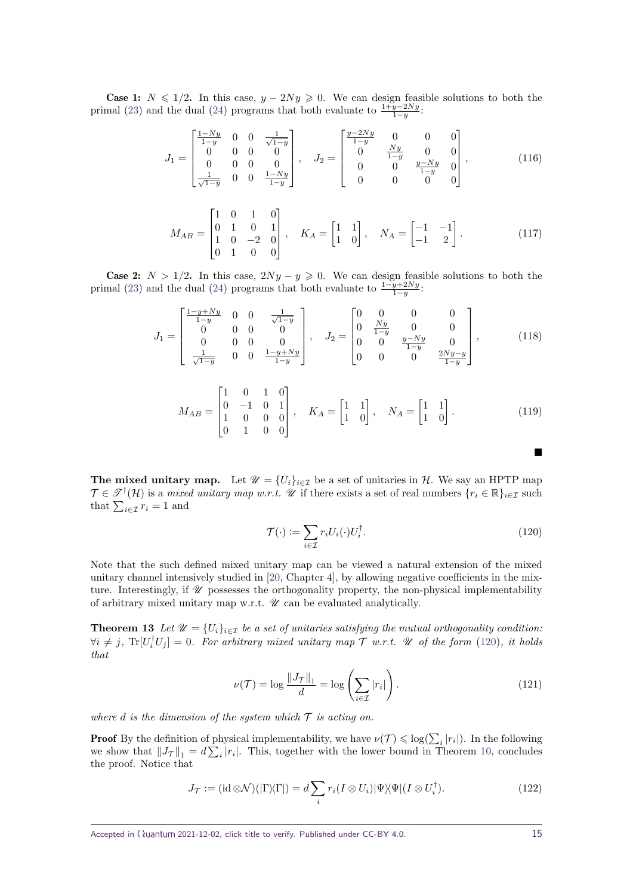**Case 1:** $N \leqslant 1/2$**.** In this case, $y - 2Ny \geqslant 0$. We can design feasible solutions to both the primal (23) and the dual (24) programs that both evaluate to $\frac{1+y-2Ny}{1-y}$:

$$J_1 = \begin{bmatrix} \frac{1-Ny}{1-y} & 0 & 0 & \frac{1}{\sqrt{1-y}} \\ 0 & 0 & 0 & 0 \\ 0 & 0 & 0 & 0 \\ \frac{1}{\sqrt{1-y}} & 0 & 0 & \frac{1-Ny}{1-y} \end{bmatrix}, \quad J_2 = \begin{bmatrix} \frac{y-2Ny}{1-y} & 0 & 0 & 0 \\ 0 & \frac{Ny}{1-y} & 0 & 0 \\ 0 & 0 & \frac{y-Ny}{1-y} & 0 \\ 0 & 0 & 0 & 0 \end{bmatrix}, \tag{116}$$

$$M_{AB} = \begin{bmatrix} 1 & 0 & 1 & 0 \\ 0 & 1 & 0 & 1 \\ 1 & 0 & -2 & 0 \\ 0 & 1 & 0 & 0 \end{bmatrix}, \quad K_A = \begin{bmatrix} 1 & 1 \\ 1 & 0 \end{bmatrix}, \quad N_A = \begin{bmatrix} -1 & -1 \\ -1 & 2 \end{bmatrix}. \tag{117}$$

**Case 2:** $N > 1/2$**.** In this case, $2Ny - y \geqslant 0$. We can design feasible solutions to both the primal (23) and the dual (24) programs that both evaluate to $\frac{1-y+2Ny}{1-y}$:

$$J_1 = \begin{bmatrix} \frac{1-y+Ny}{1-y} & 0 & 0 & \frac{1}{\sqrt{1-y}} \\ 0 & 0 & 0 & 0 \\ 0 & 0 & 0 & 0 \\ \frac{1}{\sqrt{1-y}} & 0 & 0 & \frac{1-y+Ny}{1-y} \end{bmatrix}, \quad J_2 = \begin{bmatrix} 0 & 0 & 0 & 0 \\ 0 & \frac{Ny}{1-y} & 0 & 0 \\ 0 & 0 & \frac{y-Ny}{1-y} & 0 \\ 0 & 0 & 0 & \frac{2Ny-y}{1-y} \end{bmatrix}, \tag{118}$$

$$M_{AB} = \begin{bmatrix} 1 & 0 & 1 & 0 \\ 0 & -1 & 0 & 1 \\ 1 & 0 & 0 & 0 \\ 0 & 1 & 0 & 0 \end{bmatrix}, \quad K_A = \begin{bmatrix} 1 & 1 \\ 1 & 0 \end{bmatrix}, \quad N_A = \begin{bmatrix} 1 & 1 \\ 1 & 0 \end{bmatrix}. \tag{119}$$

■

**The mixed unitary map.** Let $\mathscr{U} = \{U_i\}_{i\in\mathcal{I}}$ be a set of unitaries in $\mathcal{H}$. We say an HPTP map $\mathcal{T} \in \mathscr{T}^\dagger(\mathcal{H})$ is a *mixed unitary map w.r.t.* $\mathscr{U}$ if there exists a set of real numbers $\{r_i \in \mathbb{R}\}_{i\in\mathcal{I}}$ such that $\sum_{i\in\mathcal{I}} r_i = 1$ and

$$\mathcal{T}(\cdot) := \sum_{i\in\mathcal{I}} r_i U_i (\cdot) U_i^\dagger. \tag{120}$$

Note that the such defined mixed unitary map can be viewed a natural extension of the mixed unitary channel intensively studied in [20, Chapter 4], by allowing negative coefficients in the mixture. Interestingly, if $\mathscr{U}$ possesses the orthogonality property, the non-physical implementability of arbitrary mixed unitary map w.r.t. $\mathscr{U}$ can be evaluated analytically.

**Theorem 13** *Let $\mathscr{U} = \{U_i\}_{i\in\mathcal{I}}$ be a set of unitaries satisfying the mutual orthogonality condition: $\forall i \neq j$, $\operatorname{Tr}[U_i^\dagger U_j] = 0$. For arbitrary mixed unitary map $\mathcal{T}$ w.r.t. $\mathscr{U}$ of the form (120), it holds that*

$$\nu(\mathcal{T}) = \log \frac{\|J_\mathcal{T}\|_1}{d} = \log \left( \sum_{i\in\mathcal{I}} |r_i| \right). \tag{121}$$

*where $d$ is the dimension of the system which $\mathcal{T}$ is acting on.*

**Proof** By the definition of physical implementability, we have $\nu(\mathcal{T}) \leqslant \log(\sum_i |r_i|)$. In the following we show that $\|J_\mathcal{T}\|_1 = d\sum_i |r_i|$. This, together with the lower bound in Theorem 10, concludes the proof. Notice that

$$J_\mathcal{T} := (\operatorname{id} \otimes \mathcal{N})(|\Gamma\rangle\langle\Gamma|) = d \sum_i r_i (I \otimes U_i)|\Psi\rangle\langle\Psi|(I \otimes U_i^\dagger). \tag{122}$$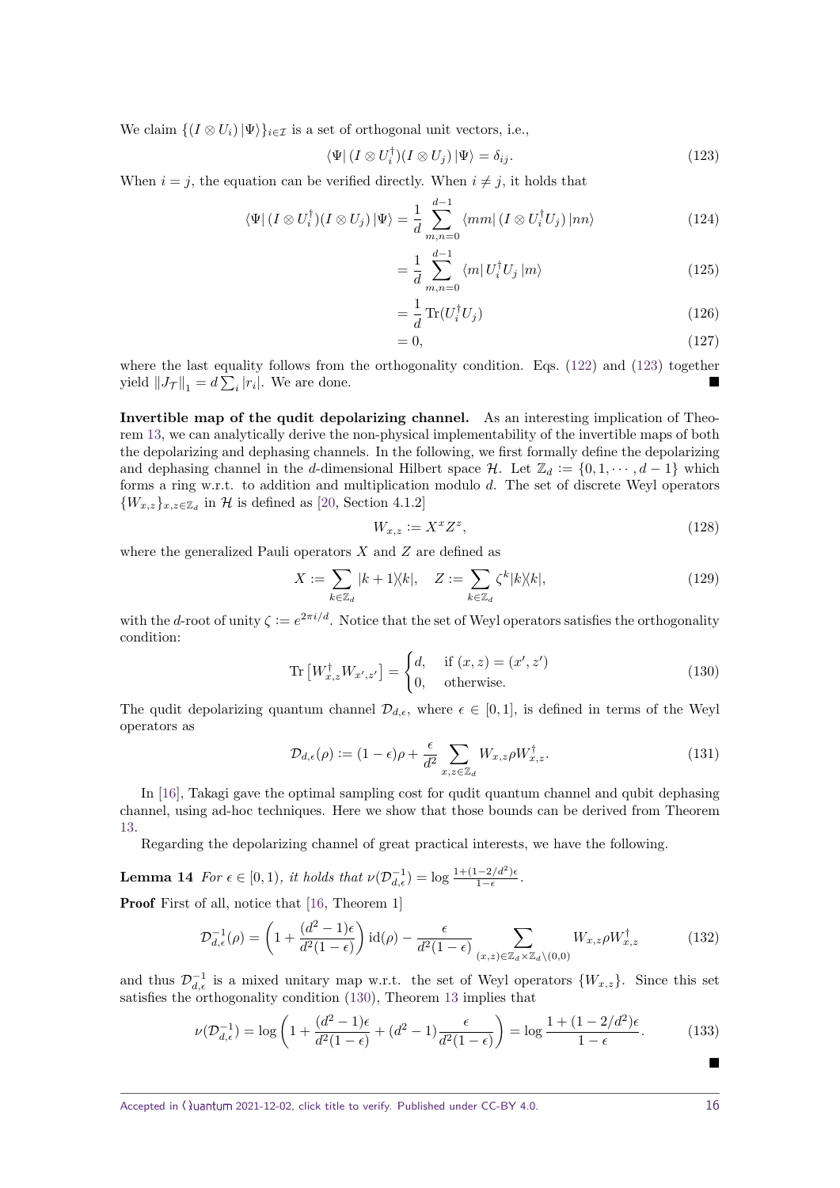We claim $\{(I \otimes U_i) |\Psi\rangle\}_{i\in\mathcal{I}}$ is a set of orthogonal unit vectors, i.e.,

$$\langle\Psi| (I \otimes U_i^\dagger)(I \otimes U_j) |\Psi\rangle = \delta_{ij}. \tag{123}$$

When $i = j$, the equation can be verified directly. When $i \neq j$, it holds that

$$\langle\Psi| (I \otimes U_i^\dagger)(I \otimes U_j) |\Psi\rangle = \frac{1}{d} \sum_{m,n=0}^{d-1} \langle mm| (I \otimes U_i^\dagger U_j) |nn\rangle \tag{124}$$

$$= \frac{1}{d} \sum_{m,n=0}^{d-1} \langle m| U_i^\dagger U_j |m\rangle \tag{125}$$

$$= \frac{1}{d} \operatorname{Tr}(U_i^\dagger U_j) \tag{126}$$

$$= 0, \tag{127}$$

where the last equality follows from the orthogonality condition. Eqs. (122) and (123) together yield $\|J_\mathcal{T}\|_1 = d \sum_i |r_i|$. We are done. ■

**Invertible map of the qudit depolarizing channel.** As an interesting implication of Theorem 13, we can analytically derive the non-physical implementability of the invertible maps of both the depolarizing and dephasing channels. In the following, we first formally define the depolarizing and dephasing channel in the $d$-dimensional Hilbert space $\mathcal{H}$. Let $\mathbb{Z}_d := \{0, 1, \cdots, d-1\}$ which forms a ring w.r.t. to addition and multiplication modulo $d$. The set of discrete Weyl operators $\{W_{x,z}\}_{x,z\in\mathbb{Z}_d}$ in $\mathcal{H}$ is defined as [20, Section 4.1.2]

$$W_{x,z} := X^x Z^z, \tag{128}$$

where the generalized Pauli operators $X$ and $Z$ are defined as

$$X := \sum_{k\in\mathbb{Z}_d} |k+1\rangle\langle k|, \quad Z := \sum_{k\in\mathbb{Z}_d} \zeta^k |k\rangle\langle k|, \tag{129}$$

with the $d$-root of unity $\zeta := e^{2\pi i/d}$. Notice that the set of Weyl operators satisfies the orthogonality condition:

$$\operatorname{Tr}\left[W_{x,z}^\dagger W_{x',z'}\right] = \begin{cases} d, & \text{if } (x,z) = (x',z') \\ 0, & \text{otherwise.} \end{cases} \tag{130}$$

The qudit depolarizing quantum channel $\mathcal{D}_{d,\epsilon}$, where $\epsilon \in [0,1]$, is defined in terms of the Weyl operators as

$$\mathcal{D}_{d,\epsilon}(\rho) := (1-\epsilon)\rho + \frac{\epsilon}{d^2} \sum_{x,z\in\mathbb{Z}_d} W_{x,z} \rho W_{x,z}^\dagger. \tag{131}$$

In [16], Takagi gave the optimal sampling cost for qudit quantum channel and qubit dephasing channel, using ad-hoc techniques. Here we show that those bounds can be derived from Theorem 13.

Regarding the depolarizing channel of great practical interests, we have the following.

**Lemma 14** *For $\epsilon \in [0,1)$, it holds that $\nu(\mathcal{D}_{d,\epsilon}^{-1}) = \log \frac{1+(1-2/d^2)\epsilon}{1-\epsilon}$.*

**Proof** First of all, notice that [16, Theorem 1]

$$\mathcal{D}_{d,\epsilon}^{-1}(\rho) = \left(1 + \frac{(d^2-1)\epsilon}{d^2(1-\epsilon)}\right) \operatorname{id}(\rho) - \frac{\epsilon}{d^2(1-\epsilon)} \sum_{(x,z)\in\mathbb{Z}_d\times\mathbb{Z}_d\setminus(0,0)} W_{x,z} \rho W_{x,z}^\dagger \tag{132}$$

and thus $\mathcal{D}_{d,\epsilon}^{-1}$ is a mixed unitary map w.r.t. the set of Weyl operators $\{W_{x,z}\}$. Since this set satisfies the orthogonality condition (130), Theorem 13 implies that

$$\nu(\mathcal{D}_{d,\epsilon}^{-1}) = \log\left(1 + \frac{(d^2-1)\epsilon}{d^2(1-\epsilon)} + (d^2-1)\frac{\epsilon}{d^2(1-\epsilon)}\right) = \log \frac{1+(1-2/d^2)\epsilon}{1-\epsilon}. \tag{133}$$

■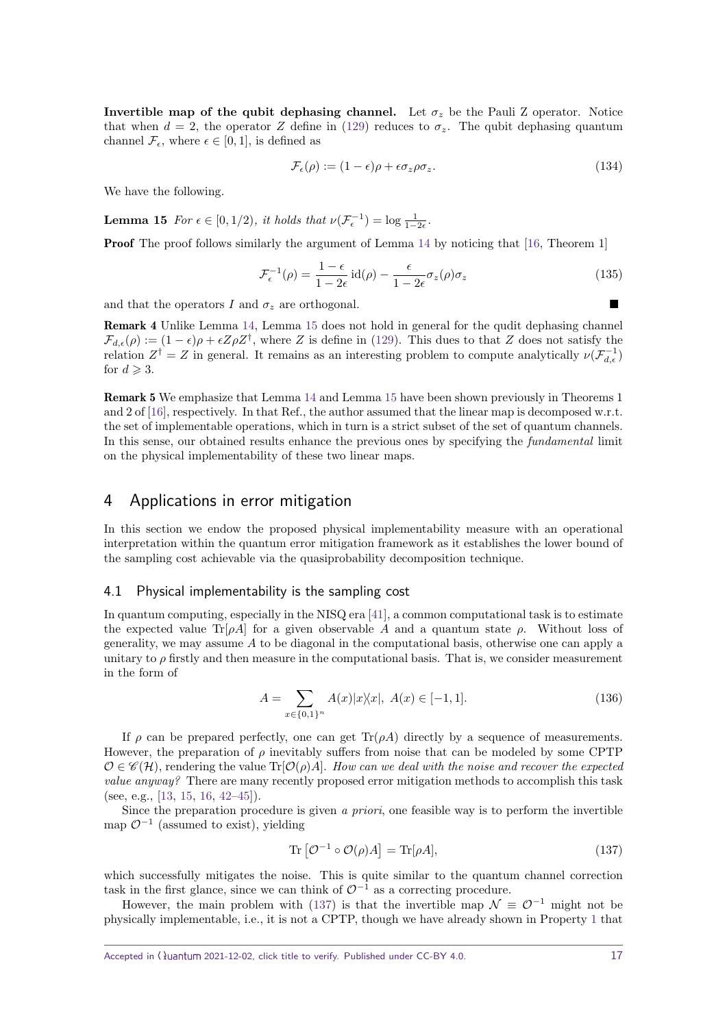**Invertible map of the qubit dephasing channel.** Let $\sigma_z$ be the Pauli Z operator. Notice that when $d = 2$, the operator $Z$ define in (129) reduces to $\sigma_z$. The qubit dephasing quantum channel $\mathcal{F}_\epsilon$, where $\epsilon \in [0, 1]$, is defined as

$$\mathcal{F}_\epsilon(\rho) := (1 - \epsilon)\rho + \epsilon \sigma_z \rho \sigma_z. \tag{134}$$

We have the following.

**Lemma 15** *For $\epsilon \in [0, 1/2)$, it holds that $\nu(\mathcal{F}_\epsilon^{-1}) = \log \frac{1}{1-2\epsilon}$.*

**Proof** The proof follows similarly the argument of Lemma 14 by noticing that [16, Theorem 1]

$$\mathcal{F}_\epsilon^{-1}(\rho) = \frac{1-\epsilon}{1-2\epsilon}\,\mathrm{id}(\rho) - \frac{\epsilon}{1-2\epsilon}\sigma_z(\rho)\sigma_z \tag{135}$$

and that the operators $I$ and $\sigma_z$ are orthogonal. ■

**Remark 4** Unlike Lemma 14, Lemma 15 does not hold in general for the qudit dephasing channel $\mathcal{F}_{d,\epsilon}(\rho) := (1 - \epsilon)\rho + \epsilon Z \rho Z^\dagger$, where $Z$ is define in (129). This dues to that $Z$ does not satisfy the relation $Z^\dagger = Z$ in general. It remains as an interesting problem to compute analytically $\nu(\mathcal{F}_{d,\epsilon}^{-1})$ for $d \geqslant 3$.

**Remark 5** We emphasize that Lemma 14 and Lemma 15 have been shown previously in Theorems 1 and 2 of [16], respectively. In that Ref., the author assumed that the linear map is decomposed w.r.t. the set of implementable operations, which in turn is a strict subset of the set of quantum channels. In this sense, our obtained results enhance the previous ones by specifying the *fundamental* limit on the physical implementability of these two linear maps.

# 4 Applications in error mitigation

In this section we endow the proposed physical implementability measure with an operational interpretation within the quantum error mitigation framework as it establishes the lower bound of the sampling cost achievable via the quasiprobability decomposition technique.

## 4.1 Physical implementability is the sampling cost

In quantum computing, especially in the NISQ era [41], a common computational task is to estimate the expected value $\mathrm{Tr}[\rho A]$ for a given observable $A$ and a quantum state $\rho$. Without loss of generality, we may assume $A$ to be diagonal in the computational basis, otherwise one can apply a unitary to $\rho$ firstly and then measure in the computational basis. That is, we consider measurement in the form of

$$A = \sum_{x\in\{0,1\}^n} A(x)|x\rangle\!\langle x|,\ A(x) \in [-1, 1]. \tag{136}$$

If $\rho$ can be prepared perfectly, one can get $\mathrm{Tr}(\rho A)$ directly by a sequence of measurements. However, the preparation of $\rho$ inevitably suffers from noise that can be modeled by some CPTP $\mathcal{O} \in \mathscr{C}(\mathcal{H})$, rendering the value $\mathrm{Tr}[\mathcal{O}(\rho)A]$. *How can we deal with the noise and recover the expected value anyway?* There are many recently proposed error mitigation methods to accomplish this task (see, e.g., [13, 15, 16, 42–45]).

Since the preparation procedure is given *a priori*, one feasible way is to perform the invertible map $\mathcal{O}^{-1}$ (assumed to exist), yielding

$$\mathrm{Tr}\left[\mathcal{O}^{-1} \circ \mathcal{O}(\rho)A\right] = \mathrm{Tr}[\rho A], \tag{137}$$

which successfully mitigates the noise. This is quite similar to the quantum channel correction task in the first glance, since we can think of $\mathcal{O}^{-1}$ as a correcting procedure.

However, the main problem with (137) is that the invertible map $\mathcal{N} \equiv \mathcal{O}^{-1}$ might not be physically implementable, i.e., it is not a CPTP, though we have already shown in Property 1 that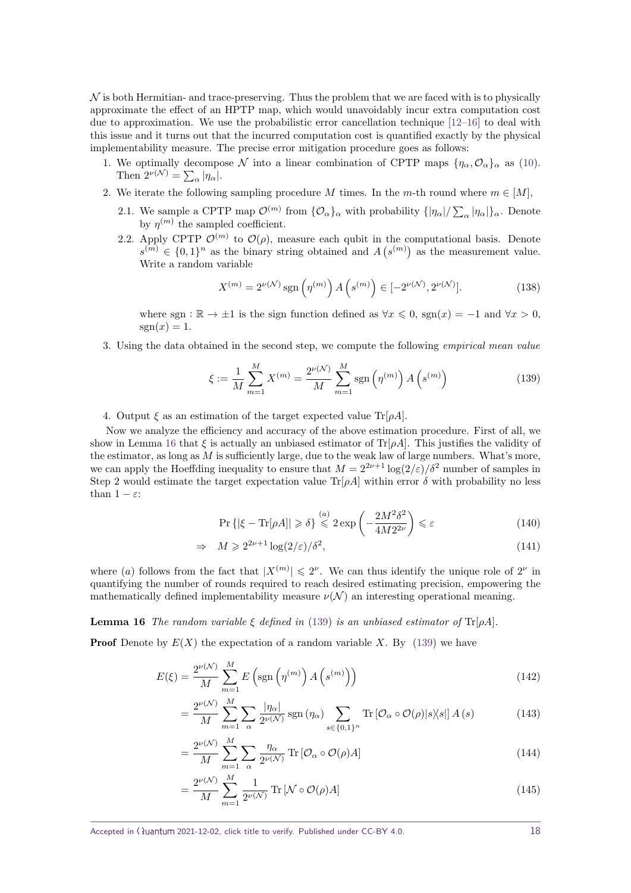$\mathcal{N}$ is both Hermitian- and trace-preserving. Thus the problem that we are faced with is to physically approximate the effect of an HPTP map, which would unavoidably incur extra computation cost due to approximation. We use the probabilistic error cancellation technique [12–16] to deal with this issue and it turns out that the incurred computation cost is quantified exactly by the physical implementability measure. The precise error mitigation procedure goes as follows:

1. We optimally decompose $\mathcal{N}$ into a linear combination of CPTP maps $\{\eta_\alpha, \mathcal{O}_\alpha\}_\alpha$ as (10). Then $2^{\nu(\mathcal{N})} = \sum_\alpha |\eta_\alpha|$.
2. We iterate the following sampling procedure $M$ times. In the $m$-th round where $m \in [M]$,
   2.1. We sample a CPTP map $\mathcal{O}^{(m)}$ from $\{\mathcal{O}_\alpha\}_\alpha$ with probability $\{|\eta_\alpha|/\sum_\alpha |\eta_\alpha|\}_\alpha$. Denote by $\eta^{(m)}$ the sampled coefficient.
   2.2. Apply CPTP $\mathcal{O}^{(m)}$ to $\mathcal{O}(\rho)$, measure each qubit in the computational basis. Denote $s^{(m)} \in \{0,1\}^n$ as the binary string obtained and $A\left(s^{(m)}\right)$ as the measurement value. Write a random variable

$$X^{(m)} = 2^{\nu(\mathcal{N})} \operatorname{sgn}\left(\eta^{(m)}\right) A\left(s^{(m)}\right) \in [-2^{\nu(\mathcal{N})}, 2^{\nu(\mathcal{N})}]. \tag{138}$$

   where $\operatorname{sgn} : \mathbb{R} \to \pm 1$ is the sign function defined as $\forall x \leqslant 0$, $\operatorname{sgn}(x) = -1$ and $\forall x > 0$, $\operatorname{sgn}(x) = 1$.
3. Using the data obtained in the second step, we compute the following *empirical mean value*

$$\xi := \frac{1}{M}\sum_{m=1}^{M} X^{(m)} = \frac{2^{\nu(\mathcal{N})}}{M}\sum_{m=1}^{M} \operatorname{sgn}\left(\eta^{(m)}\right) A\left(s^{(m)}\right) \tag{139}$$

4. Output $\xi$ as an estimation of the target expected value $\operatorname{Tr}[\rho A]$.

Now we analyze the efficiency and accuracy of the above estimation procedure. First of all, we show in Lemma 16 that $\xi$ is actually an unbiased estimator of $\operatorname{Tr}[\rho A]$. This justifies the validity of the estimator, as long as $M$ is sufficiently large, due to the weak law of large numbers. What's more, we can apply the Hoeffding inequality to ensure that $M = 2^{2\nu+1}\log(2/\varepsilon)/\delta^2$ number of samples in Step 2 would estimate the target expectation value $\operatorname{Tr}[\rho A]$ within error $\delta$ with probability no less than $1-\varepsilon$:

$$\Pr\left\{|\xi - \operatorname{Tr}[\rho A]| \geqslant \delta\right\} \overset{(a)}{\leqslant} 2\exp\left(-\frac{2M^2\delta^2}{4M2^{2\nu}}\right) \leqslant \varepsilon \tag{140}$$

$$\Rightarrow \quad M \geqslant 2^{2\nu+1}\log(2/\varepsilon)/\delta^2, \tag{141}$$

where $(a)$ follows from the fact that $|X^{(m)}| \leqslant 2^\nu$. We can thus identify the unique role of $2^\nu$ in quantifying the number of rounds required to reach desired estimating precision, empowering the mathematically defined implementability measure $\nu(\mathcal{N})$ an interesting operational meaning.

**Lemma 16** *The random variable $\xi$ defined in (139) is an unbiased estimator of $\operatorname{Tr}[\rho A]$.*

**Proof** Denote by $E(X)$ the expectation of a random variable $X$. By (139) we have

$$E(\xi) = \frac{2^{\nu(\mathcal{N})}}{M}\sum_{m=1}^{M} E\left(\operatorname{sgn}\left(\eta^{(m)}\right) A\left(s^{(m)}\right)\right) \tag{142}$$

$$= \frac{2^{\nu(\mathcal{N})}}{M}\sum_{m=1}^{M}\sum_\alpha \frac{|\eta_\alpha|}{2^{\nu(\mathcal{N})}}\operatorname{sgn}(\eta_\alpha)\sum_{s\in\{0,1\}^n}\operatorname{Tr}\left[\mathcal{O}_\alpha\circ\mathcal{O}(\rho)|s\rangle\!\langle s|\right] A(s) \tag{143}$$

$$= \frac{2^{\nu(\mathcal{N})}}{M}\sum_{m=1}^{M}\sum_\alpha \frac{\eta_\alpha}{2^{\nu(\mathcal{N})}}\operatorname{Tr}\left[\mathcal{O}_\alpha\circ\mathcal{O}(\rho)A\right] \tag{144}$$

$$= \frac{2^{\nu(\mathcal{N})}}{M}\sum_{m=1}^{M}\frac{1}{2^{\nu(\mathcal{N})}}\operatorname{Tr}\left[\mathcal{N}\circ\mathcal{O}(\rho)A\right] \tag{145}$$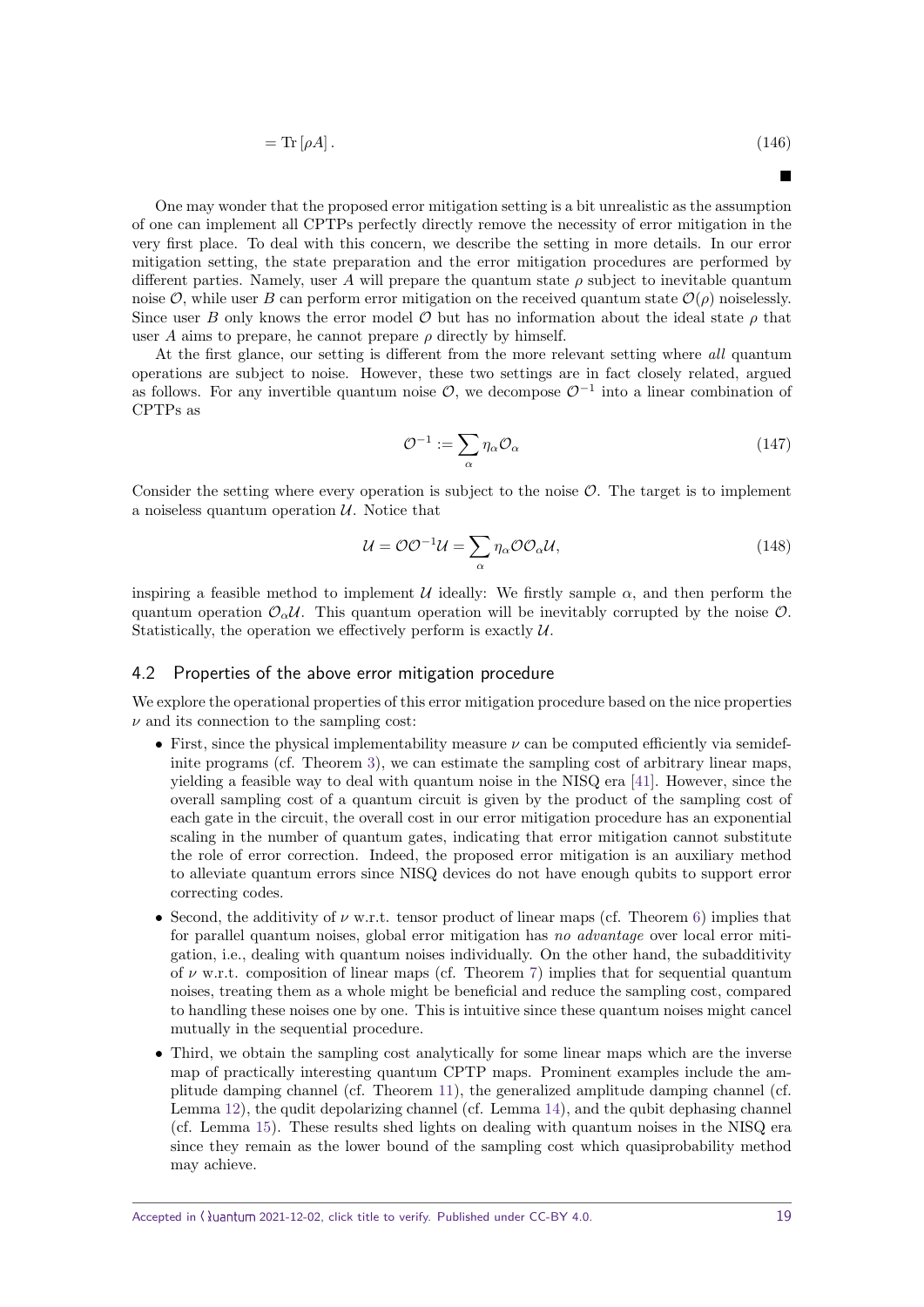$$= \mathrm{Tr}\left[\rho A\right]. \tag{146}$$

■

One may wonder that the proposed error mitigation setting is a bit unrealistic as the assumption of one can implement all CPTPs perfectly directly remove the necessity of error mitigation in the very first place. To deal with this concern, we describe the setting in more details. In our error mitigation setting, the state preparation and the error mitigation procedures are performed by different parties. Namely, user $A$ will prepare the quantum state $\rho$ subject to inevitable quantum noise $\mathcal{O}$, while user $B$ can perform error mitigation on the received quantum state $\mathcal{O}(\rho)$ noiselessly. Since user $B$ only knows the error model $\mathcal{O}$ but has no information about the ideal state $\rho$ that user $A$ aims to prepare, he cannot prepare $\rho$ directly by himself.

At the first glance, our setting is different from the more relevant setting where *all* quantum operations are subject to noise. However, these two settings are in fact closely related, argued as follows. For any invertible quantum noise $\mathcal{O}$, we decompose $\mathcal{O}^{-1}$ into a linear combination of CPTPs as

$$\mathcal{O}^{-1} := \sum_{\alpha} \eta_{\alpha} \mathcal{O}_{\alpha} \tag{147}$$

Consider the setting where every operation is subject to the noise $\mathcal{O}$. The target is to implement a noiseless quantum operation $\mathcal{U}$. Notice that

$$\mathcal{U} = \mathcal{O}\mathcal{O}^{-1}\mathcal{U} = \sum_{\alpha} \eta_{\alpha} \mathcal{O}\mathcal{O}_{\alpha}\mathcal{U}, \tag{148}$$

inspiring a feasible method to implement $\mathcal{U}$ ideally: We firstly sample $\alpha$, and then perform the quantum operation $\mathcal{O}_{\alpha}\mathcal{U}$. This quantum operation will be inevitably corrupted by the noise $\mathcal{O}$. Statistically, the operation we effectively perform is exactly $\mathcal{U}$.

## 4.2 Properties of the above error mitigation procedure

We explore the operational properties of this error mitigation procedure based on the nice properties $\nu$ and its connection to the sampling cost:

- First, since the physical implementability measure $\nu$ can be computed efficiently via semidefinite programs (cf. Theorem 3), we can estimate the sampling cost of arbitrary linear maps, yielding a feasible way to deal with quantum noise in the NISQ era [41]. However, since the overall sampling cost of a quantum circuit is given by the product of the sampling cost of each gate in the circuit, the overall cost in our error mitigation procedure has an exponential scaling in the number of quantum gates, indicating that error mitigation cannot substitute the role of error correction. Indeed, the proposed error mitigation is an auxiliary method to alleviate quantum errors since NISQ devices do not have enough qubits to support error correcting codes.
- Second, the additivity of $\nu$ w.r.t. tensor product of linear maps (cf. Theorem 6) implies that for parallel quantum noises, global error mitigation has *no advantage* over local error mitigation, i.e., dealing with quantum noises individually. On the other hand, the subadditivity of $\nu$ w.r.t. composition of linear maps (cf. Theorem 7) implies that for sequential quantum noises, treating them as a whole might be beneficial and reduce the sampling cost, compared to handling these noises one by one. This is intuitive since these quantum noises might cancel mutually in the sequential procedure.
- Third, we obtain the sampling cost analytically for some linear maps which are the inverse map of practically interesting quantum CPTP maps. Prominent examples include the amplitude damping channel (cf. Theorem 11), the generalized amplitude damping channel (cf. Lemma 12), the qudit depolarizing channel (cf. Lemma 14), and the qubit dephasing channel (cf. Lemma 15). These results shed lights on dealing with quantum noises in the NISQ era since they remain as the lower bound of the sampling cost which quasiprobability method may achieve.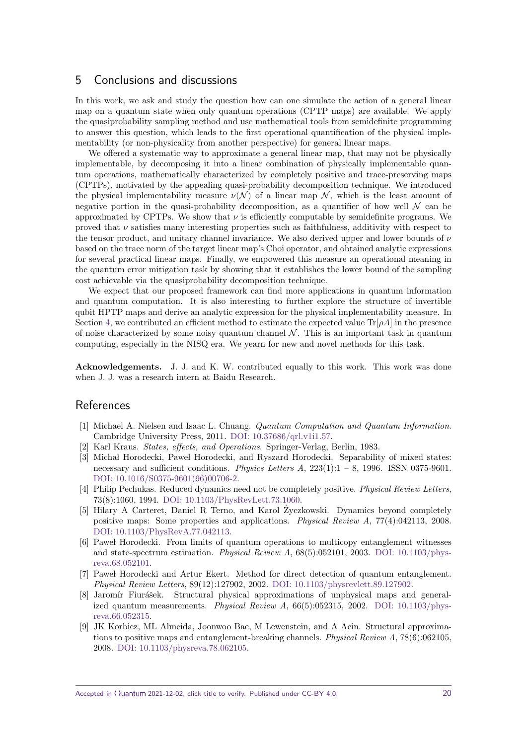## 5 Conclusions and discussions

In this work, we ask and study the question how can one simulate the action of a general linear map on a quantum state when only quantum operations (CPTP maps) are available. We apply the quasiprobability sampling method and use mathematical tools from semidefinite programming to answer this question, which leads to the first operational quantification of the physical implementability (or non-physicality from another perspective) for general linear maps.

We offered a systematic way to approximate a general linear map, that may not be physically implementable, by decomposing it into a linear combination of physically implementable quantum operations, mathematically characterized by completely positive and trace-preserving maps (CPTPs), motivated by the appealing quasi-probability decomposition technique. We introduced the physical implementability measure $\nu(\mathcal{N})$ of a linear map $\mathcal{N}$, which is the least amount of negative portion in the quasi-probability decomposition, as a quantifier of how well $\mathcal{N}$ can be approximated by CPTPs. We show that $\nu$ is efficiently computable by semidefinite programs. We proved that $\nu$ satisfies many interesting properties such as faithfulness, additivity with respect to the tensor product, and unitary channel invariance. We also derived upper and lower bounds of $\nu$ based on the trace norm of the target linear map's Choi operator, and obtained analytic expressions for several practical linear maps. Finally, we empowered this measure an operational meaning in the quantum error mitigation task by showing that it establishes the lower bound of the sampling cost achievable via the quasiprobability decomposition technique.

We expect that our proposed framework can find more applications in quantum information and quantum computation. It is also interesting to further explore the structure of invertible qubit HPTP maps and derive an analytic expression for the physical implementability measure. In Section 4, we contributed an efficient method to estimate the expected value $\mathrm{Tr}[\rho A]$ in the presence of noise characterized by some noisy quantum channel $\mathcal{N}$. This is an important task in quantum computing, especially in the NISQ era. We yearn for new and novel methods for this task.

**Acknowledgements.** J. J. and K. W. contributed equally to this work. This work was done when J. J. was a research intern at Baidu Research.

## References

[1] Michael A. Nielsen and Isaac L. Chuang. *Quantum Computation and Quantum Information*. Cambridge University Press, 2011. DOI: 10.37686/qrl.v1i1.57.

[2] Karl Kraus. *States, effects, and Operations*. Springer-Verlag, Berlin, 1983.

[3] Michał Horodecki, Paweł Horodecki, and Ryszard Horodecki. Separability of mixed states: necessary and sufficient conditions. *Physics Letters A*, 223(1):1 – 8, 1996. ISSN 0375-9601. DOI: 10.1016/S0375-9601(96)00706-2.

[4] Philip Pechukas. Reduced dynamics need not be completely positive. *Physical Review Letters*, 73(8):1060, 1994. DOI: 10.1103/PhysRevLett.73.1060.

[5] Hilary A Carteret, Daniel R Terno, and Karol Życzkowski. Dynamics beyond completely positive maps: Some properties and applications. *Physical Review A*, 77(4):042113, 2008. DOI: 10.1103/PhysRevA.77.042113.

[6] Paweł Horodecki. From limits of quantum operations to multicopy entanglement witnesses and state-spectrum estimation. *Physical Review A*, 68(5):052101, 2003. DOI: 10.1103/physreva.68.052101.

[7] Paweł Horodecki and Artur Ekert. Method for direct detection of quantum entanglement. *Physical Review Letters*, 89(12):127902, 2002. DOI: 10.1103/physrevlett.89.127902.

[8] Jaromír Fiurášek. Structural physical approximations of unphysical maps and generalized quantum measurements. *Physical Review A*, 66(5):052315, 2002. DOI: 10.1103/physreva.66.052315.

[9] JK Korbicz, ML Almeida, Joonwoo Bae, M Lewenstein, and A Acin. Structural approximations to positive maps and entanglement-breaking channels. *Physical Review A*, 78(6):062105, 2008. DOI: 10.1103/physreva.78.062105.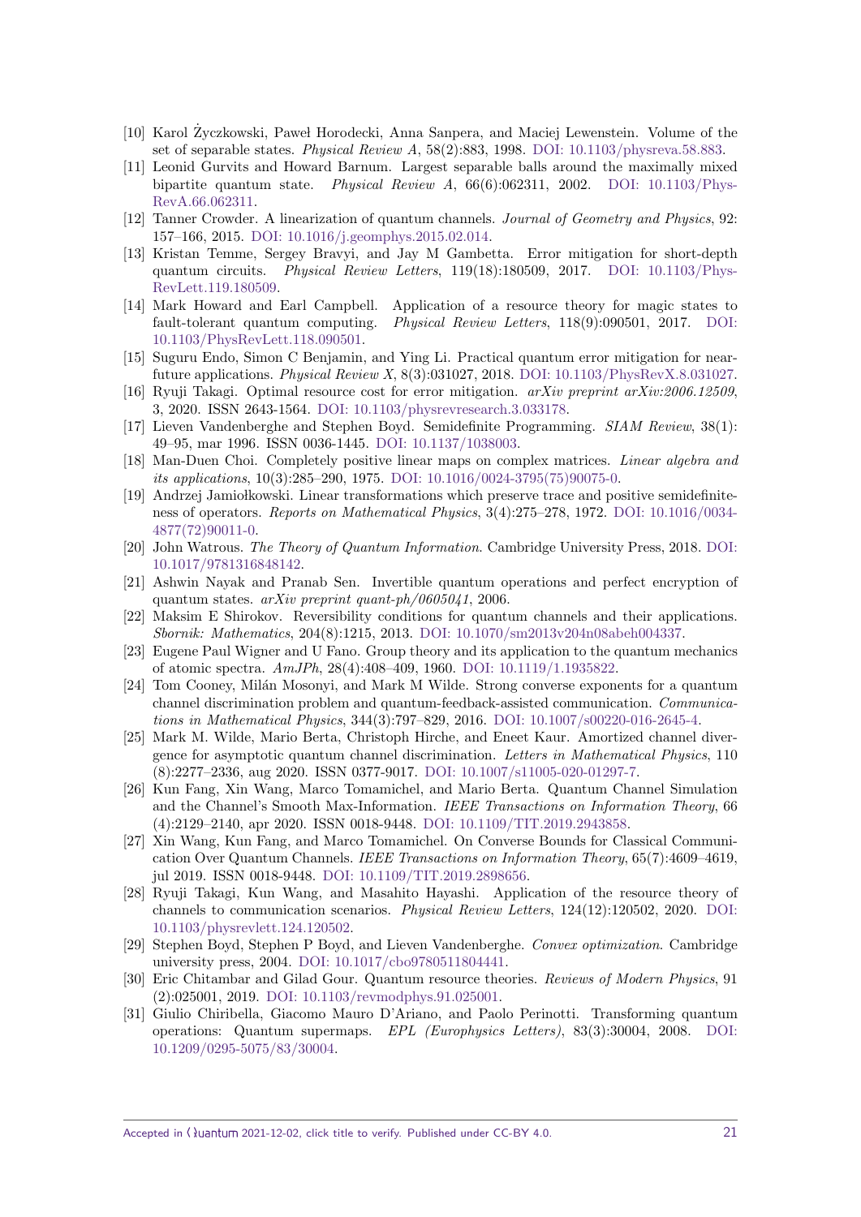[10] Karol Życzkowski, Paweł Horodecki, Anna Sanpera, and Maciej Lewenstein. Volume of the set of separable states. *Physical Review A*, 58(2):883, 1998. DOI: 10.1103/physreva.58.883.

[11] Leonid Gurvits and Howard Barnum. Largest separable balls around the maximally mixed bipartite quantum state. *Physical Review A*, 66(6):062311, 2002. DOI: 10.1103/PhysRevA.66.062311.

[12] Tanner Crowder. A linearization of quantum channels. *Journal of Geometry and Physics*, 92: 157–166, 2015. DOI: 10.1016/j.geomphys.2015.02.014.

[13] Kristan Temme, Sergey Bravyi, and Jay M Gambetta. Error mitigation for short-depth quantum circuits. *Physical Review Letters*, 119(18):180509, 2017. DOI: 10.1103/PhysRevLett.119.180509.

[14] Mark Howard and Earl Campbell. Application of a resource theory for magic states to fault-tolerant quantum computing. *Physical Review Letters*, 118(9):090501, 2017. DOI: 10.1103/PhysRevLett.118.090501.

[15] Suguru Endo, Simon C Benjamin, and Ying Li. Practical quantum error mitigation for near-future applications. *Physical Review X*, 8(3):031027, 2018. DOI: 10.1103/PhysRevX.8.031027.

[16] Ryuji Takagi. Optimal resource cost for error mitigation. *arXiv preprint arXiv:2006.12509*, 3, 2020. ISSN 2643-1564. DOI: 10.1103/physrevresearch.3.033178.

[17] Lieven Vandenberghe and Stephen Boyd. Semidefinite Programming. *SIAM Review*, 38(1): 49–95, mar 1996. ISSN 0036-1445. DOI: 10.1137/1038003.

[18] Man-Duen Choi. Completely positive linear maps on complex matrices. *Linear algebra and its applications*, 10(3):285–290, 1975. DOI: 10.1016/0024-3795(75)90075-0.

[19] Andrzej Jamiołkowski. Linear transformations which preserve trace and positive semidefiniteness of operators. *Reports on Mathematical Physics*, 3(4):275–278, 1972. DOI: 10.1016/0034-4877(72)90011-0.

[20] John Watrous. *The Theory of Quantum Information*. Cambridge University Press, 2018. DOI: 10.1017/9781316848142.

[21] Ashwin Nayak and Pranab Sen. Invertible quantum operations and perfect encryption of quantum states. *arXiv preprint quant-ph/0605041*, 2006.

[22] Maksim E Shirokov. Reversibility conditions for quantum channels and their applications. *Sbornik: Mathematics*, 204(8):1215, 2013. DOI: 10.1070/sm2013v204n08abeh004337.

[23] Eugene Paul Wigner and U Fano. Group theory and its application to the quantum mechanics of atomic spectra. *AmJPh*, 28(4):408–409, 1960. DOI: 10.1119/1.1935822.

[24] Tom Cooney, Milán Mosonyi, and Mark M Wilde. Strong converse exponents for a quantum channel discrimination problem and quantum-feedback-assisted communication. *Communications in Mathematical Physics*, 344(3):797–829, 2016. DOI: 10.1007/s00220-016-2645-4.

[25] Mark M. Wilde, Mario Berta, Christoph Hirche, and Eneet Kaur. Amortized channel divergence for asymptotic quantum channel discrimination. *Letters in Mathematical Physics*, 110 (8):2277–2336, aug 2020. ISSN 0377-9017. DOI: 10.1007/s11005-020-01297-7.

[26] Kun Fang, Xin Wang, Marco Tomamichel, and Mario Berta. Quantum Channel Simulation and the Channel's Smooth Max-Information. *IEEE Transactions on Information Theory*, 66 (4):2129–2140, apr 2020. ISSN 0018-9448. DOI: 10.1109/TIT.2019.2943858.

[27] Xin Wang, Kun Fang, and Marco Tomamichel. On Converse Bounds for Classical Communication Over Quantum Channels. *IEEE Transactions on Information Theory*, 65(7):4609–4619, jul 2019. ISSN 0018-9448. DOI: 10.1109/TIT.2019.2898656.

[28] Ryuji Takagi, Kun Wang, and Masahito Hayashi. Application of the resource theory of channels to communication scenarios. *Physical Review Letters*, 124(12):120502, 2020. DOI: 10.1103/physrevlett.124.120502.

[29] Stephen Boyd, Stephen P Boyd, and Lieven Vandenberghe. *Convex optimization*. Cambridge university press, 2004. DOI: 10.1017/cbo9780511804441.

[30] Eric Chitambar and Gilad Gour. Quantum resource theories. *Reviews of Modern Physics*, 91 (2):025001, 2019. DOI: 10.1103/revmodphys.91.025001.

[31] Giulio Chiribella, Giacomo Mauro D'Ariano, and Paolo Perinotti. Transforming quantum operations: Quantum supermaps. *EPL (Europhysics Letters)*, 83(3):30004, 2008. DOI: 10.1209/0295-5075/83/30004.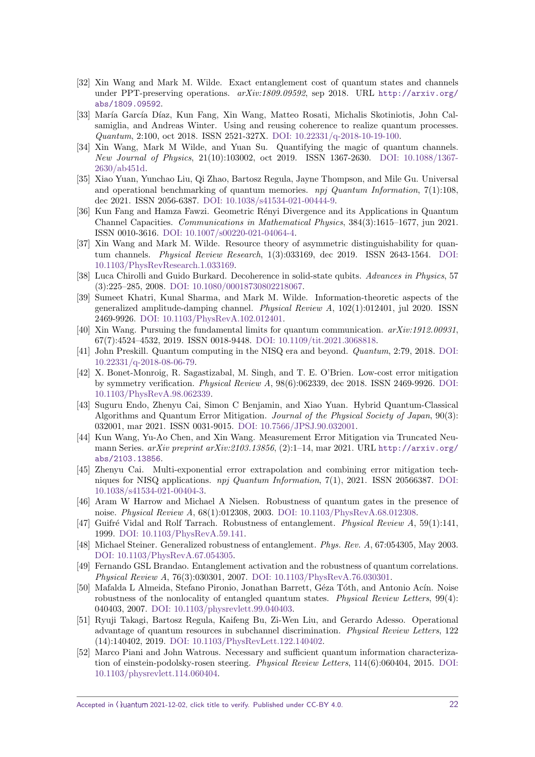[32] Xin Wang and Mark M. Wilde. Exact entanglement cost of quantum states and channels under PPT-preserving operations. *arXiv:1809.09592*, sep 2018. URL http://arxiv.org/abs/1809.09592.

[33] María García Díaz, Kun Fang, Xin Wang, Matteo Rosati, Michalis Skotiniotis, John Calsamiglia, and Andreas Winter. Using and reusing coherence to realize quantum processes. *Quantum*, 2:100, oct 2018. ISSN 2521-327X. DOI: 10.22331/q-2018-10-19-100.

[34] Xin Wang, Mark M Wilde, and Yuan Su. Quantifying the magic of quantum channels. *New Journal of Physics*, 21(10):103002, oct 2019. ISSN 1367-2630. DOI: 10.1088/1367-2630/ab451d.

[35] Xiao Yuan, Yunchao Liu, Qi Zhao, Bartosz Regula, Jayne Thompson, and Mile Gu. Universal and operational benchmarking of quantum memories. *npj Quantum Information*, 7(1):108, dec 2021. ISSN 2056-6387. DOI: 10.1038/s41534-021-00444-9.

[36] Kun Fang and Hamza Fawzi. Geometric Rényi Divergence and its Applications in Quantum Channel Capacities. *Communications in Mathematical Physics*, 384(3):1615–1677, jun 2021. ISSN 0010-3616. DOI: 10.1007/s00220-021-04064-4.

[37] Xin Wang and Mark M. Wilde. Resource theory of asymmetric distinguishability for quantum channels. *Physical Review Research*, 1(3):033169, dec 2019. ISSN 2643-1564. DOI: 10.1103/PhysRevResearch.1.033169.

[38] Luca Chirolli and Guido Burkard. Decoherence in solid-state qubits. *Advances in Physics*, 57 (3):225–285, 2008. DOI: 10.1080/00018730802218067.

[39] Sumeet Khatri, Kunal Sharma, and Mark M. Wilde. Information-theoretic aspects of the generalized amplitude-damping channel. *Physical Review A*, 102(1):012401, jul 2020. ISSN 2469-9926. DOI: 10.1103/PhysRevA.102.012401.

[40] Xin Wang. Pursuing the fundamental limits for quantum communication. *arXiv:1912.00931*, 67(7):4524–4532, 2019. ISSN 0018-9448. DOI: 10.1109/tit.2021.3068818.

[41] John Preskill. Quantum computing in the NISQ era and beyond. *Quantum*, 2:79, 2018. DOI: 10.22331/q-2018-08-06-79.

[42] X. Bonet-Monroig, R. Sagastizabal, M. Singh, and T. E. O'Brien. Low-cost error mitigation by symmetry verification. *Physical Review A*, 98(6):062339, dec 2018. ISSN 2469-9926. DOI: 10.1103/PhysRevA.98.062339.

[43] Suguru Endo, Zhenyu Cai, Simon C Benjamin, and Xiao Yuan. Hybrid Quantum-Classical Algorithms and Quantum Error Mitigation. *Journal of the Physical Society of Japan*, 90(3): 032001, mar 2021. ISSN 0031-9015. DOI: 10.7566/JPSJ.90.032001.

[44] Kun Wang, Yu-Ao Chen, and Xin Wang. Measurement Error Mitigation via Truncated Neumann Series. *arXiv preprint arXiv:2103.13856*, (2):1–14, mar 2021. URL http://arxiv.org/abs/2103.13856.

[45] Zhenyu Cai. Multi-exponential error extrapolation and combining error mitigation techniques for NISQ applications. *npj Quantum Information*, 7(1), 2021. ISSN 20566387. DOI: 10.1038/s41534-021-00404-3.

[46] Aram W Harrow and Michael A Nielsen. Robustness of quantum gates in the presence of noise. *Physical Review A*, 68(1):012308, 2003. DOI: 10.1103/PhysRevA.68.012308.

[47] Guifré Vidal and Rolf Tarrach. Robustness of entanglement. *Physical Review A*, 59(1):141, 1999. DOI: 10.1103/PhysRevA.59.141.

[48] Michael Steiner. Generalized robustness of entanglement. *Phys. Rev. A*, 67:054305, May 2003. DOI: 10.1103/PhysRevA.67.054305.

[49] Fernando GSL Brandao. Entanglement activation and the robustness of quantum correlations. *Physical Review A*, 76(3):030301, 2007. DOI: 10.1103/PhysRevA.76.030301.

[50] Mafalda L Almeida, Stefano Pironio, Jonathan Barrett, Géza Tóth, and Antonio Acín. Noise robustness of the nonlocality of entangled quantum states. *Physical Review Letters*, 99(4): 040403, 2007. DOI: 10.1103/physrevlett.99.040403.

[51] Ryuji Takagi, Bartosz Regula, Kaifeng Bu, Zi-Wen Liu, and Gerardo Adesso. Operational advantage of quantum resources in subchannel discrimination. *Physical Review Letters*, 122 (14):140402, 2019. DOI: 10.1103/PhysRevLett.122.140402.

[52] Marco Piani and John Watrous. Necessary and sufficient quantum information characterization of einstein-podolsky-rosen steering. *Physical Review Letters*, 114(6):060404, 2015. DOI: 10.1103/physrevlett.114.060404.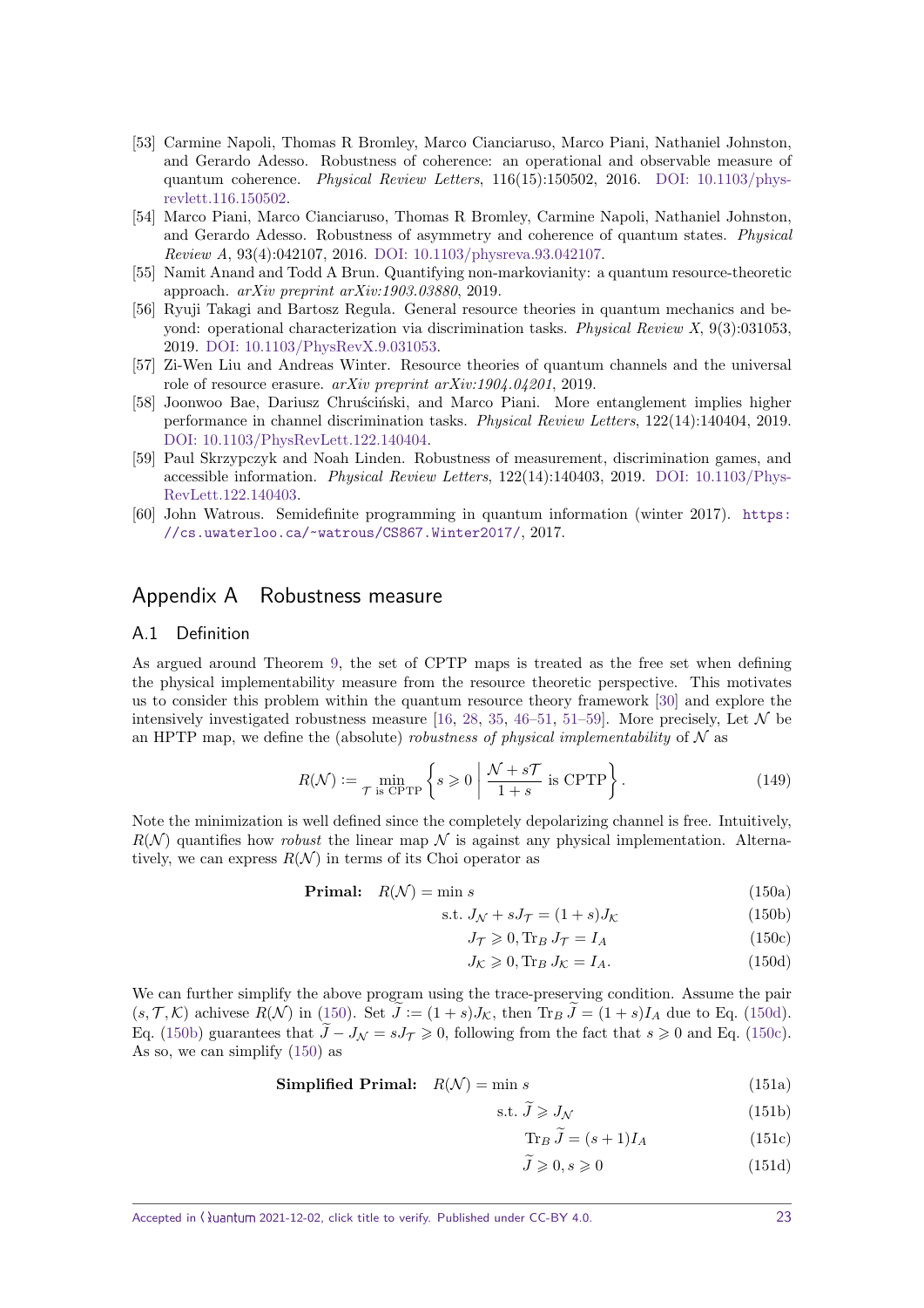[53] Carmine Napoli, Thomas R Bromley, Marco Cianciaruso, Marco Piani, Nathaniel Johnston, and Gerardo Adesso. Robustness of coherence: an operational and observable measure of quantum coherence. *Physical Review Letters*, 116(15):150502, 2016. DOI: 10.1103/physrevlett.116.150502.

[54] Marco Piani, Marco Cianciaruso, Thomas R Bromley, Carmine Napoli, Nathaniel Johnston, and Gerardo Adesso. Robustness of asymmetry and coherence of quantum states. *Physical Review A*, 93(4):042107, 2016. DOI: 10.1103/physreva.93.042107.

[55] Namit Anand and Todd A Brun. Quantifying non-markovianity: a quantum resource-theoretic approach. *arXiv preprint arXiv:1903.03880*, 2019.

[56] Ryuji Takagi and Bartosz Regula. General resource theories in quantum mechanics and beyond: operational characterization via discrimination tasks. *Physical Review X*, 9(3):031053, 2019. DOI: 10.1103/PhysRevX.9.031053.

[57] Zi-Wen Liu and Andreas Winter. Resource theories of quantum channels and the universal role of resource erasure. *arXiv preprint arXiv:1904.04201*, 2019.

[58] Joonwoo Bae, Dariusz Chruściński, and Marco Piani. More entanglement implies higher performance in channel discrimination tasks. *Physical Review Letters*, 122(14):140404, 2019. DOI: 10.1103/PhysRevLett.122.140404.

[59] Paul Skrzypczyk and Noah Linden. Robustness of measurement, discrimination games, and accessible information. *Physical Review Letters*, 122(14):140403, 2019. DOI: 10.1103/PhysRevLett.122.140403.

[60] John Watrous. Semidefinite programming in quantum information (winter 2017). https://cs.uwaterloo.ca/~watrous/CS867.Winter2017/, 2017.

# Appendix A Robustness measure

## A.1 Definition

As argued around Theorem 9, the set of CPTP maps is treated as the free set when defining the physical implementability measure from the resource theoretic perspective. This motivates us to consider this problem within the quantum resource theory framework [30] and explore the intensively investigated robustness measure [16, 28, 35, 46–51, 51–59]. More precisely, Let $\mathcal{N}$ be an HPTP map, we define the (absolute) *robustness of physical implementability* of $\mathcal{N}$ as

$$R(\mathcal{N}) := \min_{\mathcal{T} \text{ is CPTP}} \left\{ s \geqslant 0 \,\middle|\, \frac{\mathcal{N} + s\mathcal{T}}{1+s} \text{ is CPTP} \right\}. \tag{149}$$

Note the minimization is well defined since the completely depolarizing channel is free. Intuitively, $R(\mathcal{N})$ quantifies how *robust* the linear map $\mathcal{N}$ is against any physical implementation. Alternatively, we can express $R(\mathcal{N})$ in terms of its Choi operator as

$$\textbf{Primal:} \quad R(\mathcal{N}) = \min s \tag{150a}$$

$$\text{s.t. } J_{\mathcal{N}} + sJ_{\mathcal{T}} = (1+s)J_{\mathcal{K}} \tag{150b}$$

$$J_{\mathcal{T}} \geqslant 0, \operatorname{Tr}_B J_{\mathcal{T}} = I_A \tag{150c}$$

$$J_{\mathcal{K}} \geqslant 0, \operatorname{Tr}_B J_{\mathcal{K}} = I_A. \tag{150d}$$

We can further simplify the above program using the trace-preserving condition. Assume the pair $(s, \mathcal{T}, \mathcal{K})$ achivese $R(\mathcal{N})$ in (150). Set $\widetilde{J} := (1+s)J_{\mathcal{K}}$, then $\operatorname{Tr}_B \widetilde{J} = (1+s)I_A$ due to Eq. (150d). Eq. (150b) guarantees that $\widetilde{J} - J_{\mathcal{N}} = sJ_{\mathcal{T}} \geqslant 0$, following from the fact that $s \geqslant 0$ and Eq. (150c). As so, we can simplify (150) as

$$\textbf{Simplified Primal:} \quad R(\mathcal{N}) = \min s \tag{151a}$$

$$\text{s.t. } \widetilde{J} \geqslant J_{\mathcal{N}} \tag{151b}$$

$$\operatorname{Tr}_B \widetilde{J} = (s+1)I_A \tag{151c}$$

$$\widetilde{J} \geqslant 0, s \geqslant 0 \tag{151d}$$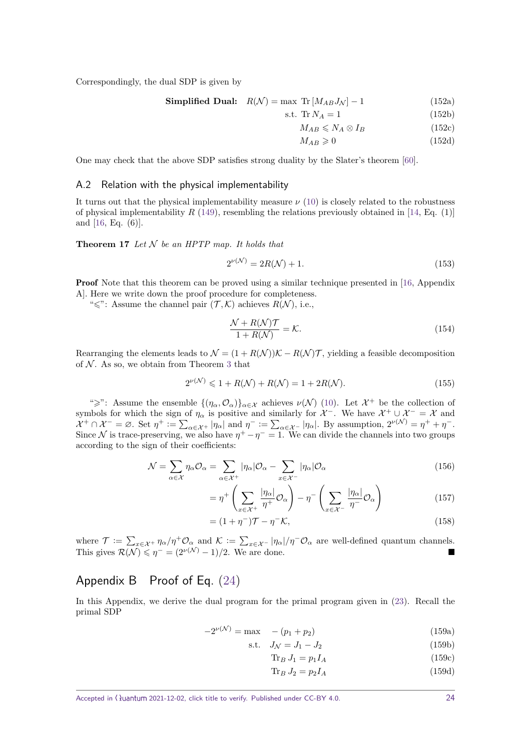Correspondingly, the dual SDP is given by

$$
\begin{aligned}
\textbf{Simplified Dual:} \quad R(\mathcal{N}) = \max \;& \operatorname{Tr}\left[M_{AB} J_{\mathcal{N}}\right] - 1 && (152a)\\
\text{s.t.} \;& \operatorname{Tr} N_A = 1 && (152b)\\
& M_{AB} \leqslant N_A \otimes I_B && (152c)\\
& M_{AB} \geqslant 0 && (152d)
\end{aligned}
$$

One may check that the above SDP satisfies strong duality by the Slater's theorem [60].

## A.2 Relation with the physical implementability

It turns out that the physical implementability measure $\nu$ (10) is closely related to the robustness of physical implementability $R$ (149), resembling the relations previously obtained in [14, Eq. (1)] and [16, Eq. (6)].

**Theorem 17** *Let $\mathcal{N}$ be an HPTP map. It holds that*

$$
2^{\nu(\mathcal{N})} = 2R(\mathcal{N}) + 1. \tag{153}
$$

**Proof** Note that this theorem can be proved using a similar technique presented in [16, Appendix A]. Here we write down the proof procedure for completeness.

"$\leqslant$": Assume the channel pair $(\mathcal{T}, \mathcal{K})$ achieves $R(\mathcal{N})$, i.e.,

$$
\frac{\mathcal{N} + R(\mathcal{N})\mathcal{T}}{1 + R(\mathcal{N})} = \mathcal{K}. \tag{154}
$$

Rearranging the elements leads to $\mathcal{N} = (1 + R(\mathcal{N}))\mathcal{K} - R(\mathcal{N})\mathcal{T}$, yielding a feasible decomposition of $\mathcal{N}$. As so, we obtain from Theorem 3 that

$$
2^{\nu(\mathcal{N})} \leqslant 1 + R(\mathcal{N}) + R(\mathcal{N}) = 1 + 2R(\mathcal{N}). \tag{155}
$$

"$\geqslant$": Assume the ensemble $\{(\eta_\alpha, \mathcal{O}_\alpha)\}_{\alpha\in\mathcal{X}}$ achieves $\nu(\mathcal{N})$ (10). Let $\mathcal{X}^+$ be the collection of symbols for which the sign of $\eta_\alpha$ is positive and similarly for $\mathcal{X}^-$. We have $\mathcal{X}^+ \cup \mathcal{X}^- = \mathcal{X}$ and $\mathcal{X}^+ \cap \mathcal{X}^- = \varnothing$. Set $\eta^+ := \sum_{\alpha\in\mathcal{X}^+} |\eta_\alpha|$ and $\eta^- := \sum_{\alpha\in\mathcal{X}^-} |\eta_\alpha|$. By assumption, $2^{\nu(\mathcal{N})} = \eta^+ + \eta^-$. Since $\mathcal{N}$ is trace-preserving, we also have $\eta^+ - \eta^- = 1$. We can divide the channels into two groups according to the sign of their coefficients:

$$
\begin{aligned}
\mathcal{N} = \sum_{\alpha\in\mathcal{X}} \eta_\alpha \mathcal{O}_\alpha &= \sum_{\alpha\in\mathcal{X}^+} |\eta_\alpha| \mathcal{O}_\alpha - \sum_{x\in\mathcal{X}^-} |\eta_\alpha| \mathcal{O}_\alpha && (156)\\
&= \eta^+ \left( \sum_{x\in\mathcal{X}^+} \frac{|\eta_\alpha|}{\eta^+} \mathcal{O}_\alpha \right) - \eta^- \left( \sum_{x\in\mathcal{X}^-} \frac{|\eta_\alpha|}{\eta^-} \mathcal{O}_\alpha \right) && (157)\\
&= (1 + \eta^-)\mathcal{T} - \eta^- \mathcal{K}, && (158)
\end{aligned}
$$

where $\mathcal{T} := \sum_{x\in\mathcal{X}^+} \eta_\alpha/\eta^+ \mathcal{O}_\alpha$ and $\mathcal{K} := \sum_{x\in\mathcal{X}^-} |\eta_\alpha|/\eta^- \mathcal{O}_\alpha$ are well-defined quantum channels. This gives $\mathcal{R}(\mathcal{N}) \leqslant \eta^- = (2^{\nu(\mathcal{N})} - 1)/2$. We are done. ■

# Appendix B Proof of Eq. (24)

In this Appendix, we derive the dual program for the primal program given in (23). Recall the primal SDP

$$
\begin{aligned}
-2^{\nu(\mathcal{N})} = \max \quad & -(p_1 + p_2) && (159a)\\
\text{s.t.} \quad & J_{\mathcal{N}} = J_1 - J_2 && (159b)\\
& \operatorname{Tr}_B J_1 = p_1 I_A && (159c)\\
& \operatorname{Tr}_B J_2 = p_2 I_A && (159d)
\end{aligned}
$$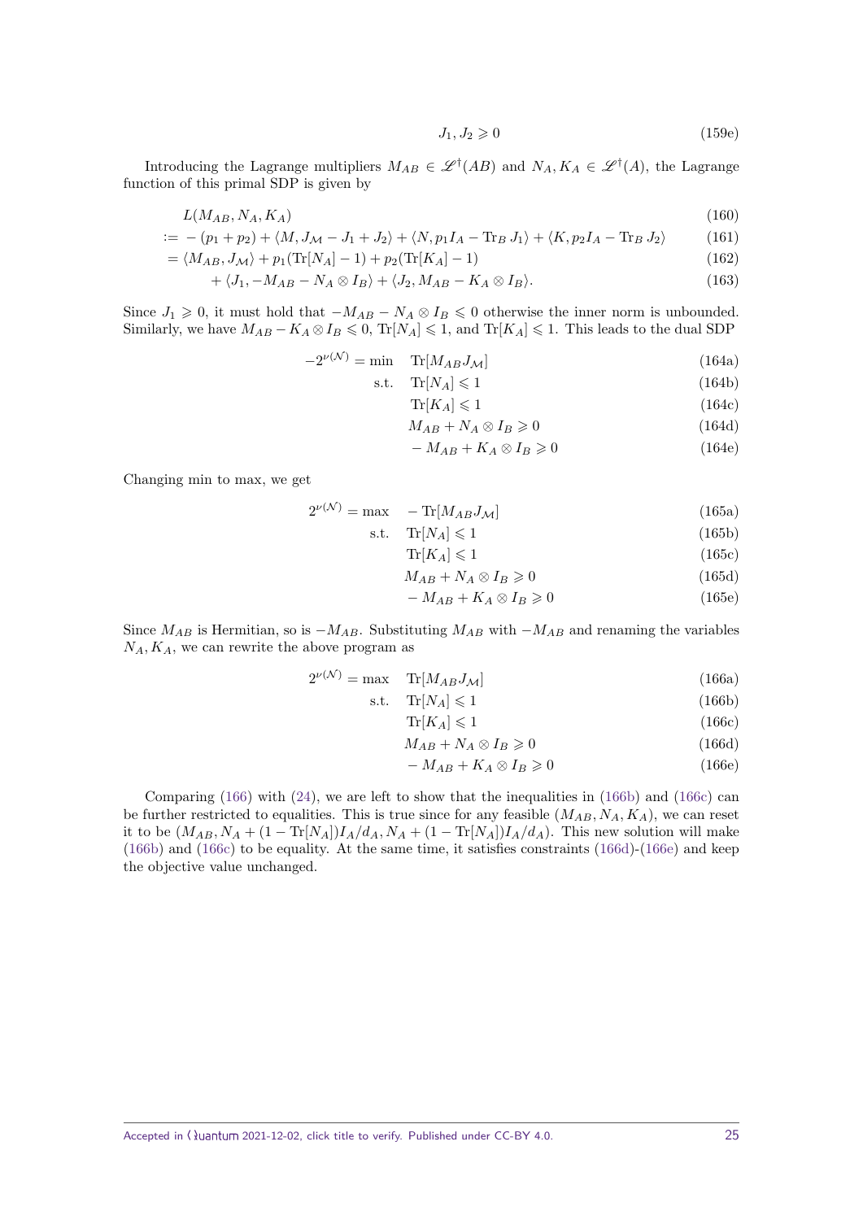$$J_1, J_2 \geqslant 0 \tag{159e}$$

Introducing the Lagrange multipliers $M_{AB} \in \mathscr{L}^\dagger(AB)$ and $N_A, K_A \in \mathscr{L}^\dagger(A)$, the Lagrange function of this primal SDP is given by

$$L(M_{AB}, N_A, K_A) \tag{160}$$

$$:= -(p_1 + p_2) + \langle M, J_\mathcal{M} - J_1 + J_2 \rangle + \langle N, p_1 I_A - \mathrm{Tr}_B\, J_1 \rangle + \langle K, p_2 I_A - \mathrm{Tr}_B\, J_2 \rangle \tag{161}$$

$$= \langle M_{AB}, J_\mathcal{M} \rangle + p_1(\mathrm{Tr}[N_A] - 1) + p_2(\mathrm{Tr}[K_A] - 1) \tag{162}$$

$$+ \langle J_1, -M_{AB} - N_A \otimes I_B \rangle + \langle J_2, M_{AB} - K_A \otimes I_B \rangle. \tag{163}$$

Since $J_1 \geqslant 0$, it must hold that $-M_{AB} - N_A \otimes I_B \leqslant 0$ otherwise the inner norm is unbounded. Similarly, we have $M_{AB} - K_A \otimes I_B \leqslant 0$, $\mathrm{Tr}[N_A] \leqslant 1$, and $\mathrm{Tr}[K_A] \leqslant 1$. This leads to the dual SDP

$$-2^{\nu(\mathcal{N})} = \min \quad \mathrm{Tr}[M_{AB} J_\mathcal{M}] \tag{164a}$$

$$\text{s.t.} \quad \mathrm{Tr}[N_A] \leqslant 1 \tag{164b}$$

$$\mathrm{Tr}[K_A] \leqslant 1 \tag{164c}$$

$$M_{AB} + N_A \otimes I_B \geqslant 0 \tag{164d}$$

$$-M_{AB} + K_A \otimes I_B \geqslant 0 \tag{164e}$$

Changing min to max, we get

$$2^{\nu(\mathcal{N})} = \max \quad -\mathrm{Tr}[M_{AB} J_\mathcal{M}] \tag{165a}$$

$$\text{s.t.} \quad \mathrm{Tr}[N_A] \leqslant 1 \tag{165b}$$

$$\mathrm{Tr}[K_A] \leqslant 1 \tag{165c}$$

$$M_{AB} + N_A \otimes I_B \geqslant 0 \tag{165d}$$

$$-M_{AB} + K_A \otimes I_B \geqslant 0 \tag{165e}$$

Since $M_{AB}$ is Hermitian, so is $-M_{AB}$. Substituting $M_{AB}$ with $-M_{AB}$ and renaming the variables $N_A, K_A$, we can rewrite the above program as

$$2^{\nu(\mathcal{N})} = \max \quad \mathrm{Tr}[M_{AB} J_\mathcal{M}] \tag{166a}$$

$$\text{s.t.} \quad \mathrm{Tr}[N_A] \leqslant 1 \tag{166b}$$

$$\mathrm{Tr}[K_A] \leqslant 1 \tag{166c}$$

$$M_{AB} + N_A \otimes I_B \geqslant 0 \tag{166d}$$

$$-M_{AB} + K_A \otimes I_B \geqslant 0 \tag{166e}$$

Comparing (166) with (24), we are left to show that the inequalities in (166b) and (166c) can be further restricted to equalities. This is true since for any feasible $(M_{AB}, N_A, K_A)$, we can reset it to be $(M_{AB}, N_A + (1 - \mathrm{Tr}[N_A]) I_A/d_A, N_A + (1 - \mathrm{Tr}[N_A]) I_A/d_A)$. This new solution will make (166b) and (166c) to be equality. At the same time, it satisfies constraints (166d)-(166e) and keep the objective value unchanged.